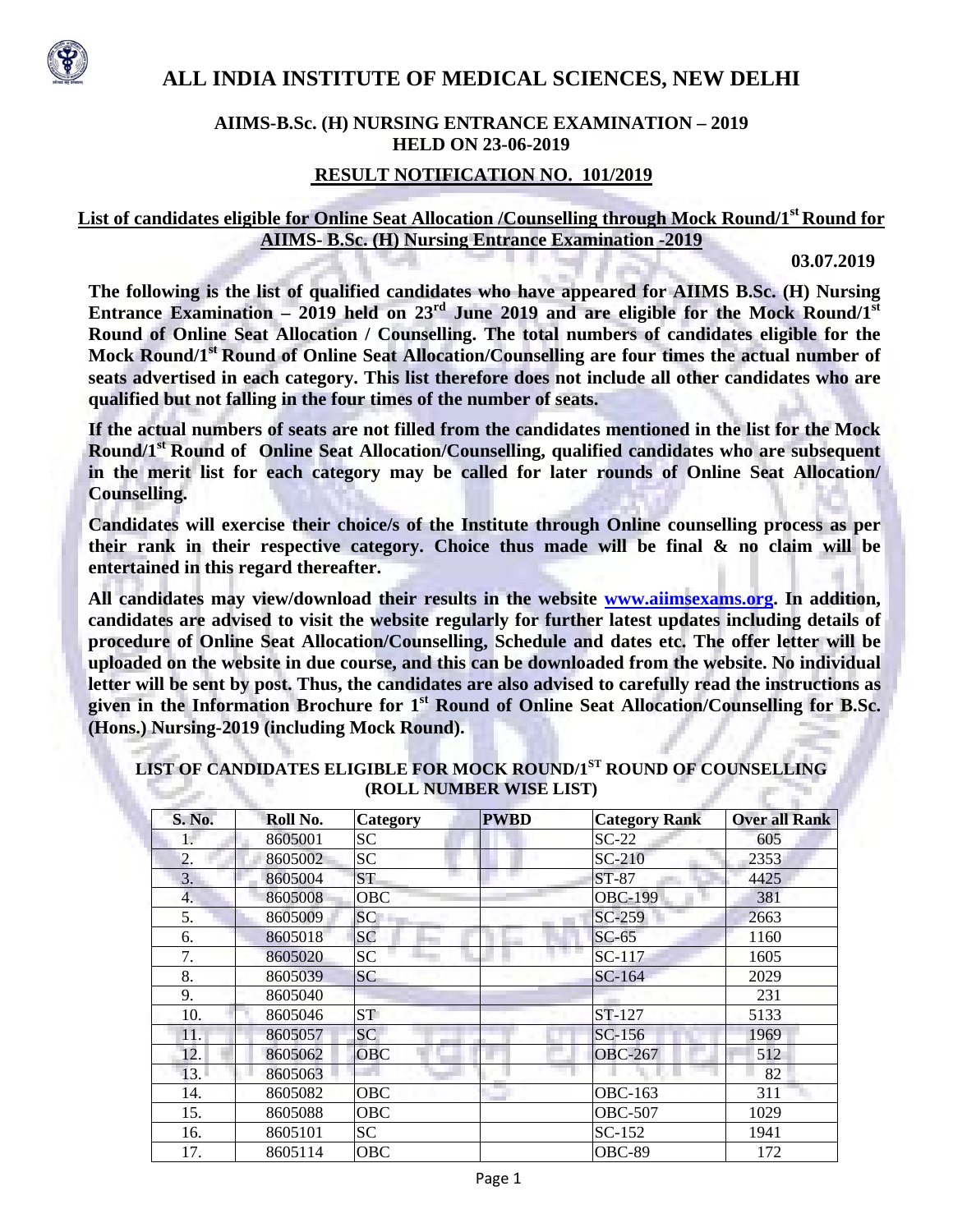# ALL INDIA INSTITUTE OF MEDICAL SCIENCES, NEW DELHI

## AIIMS-B.Sc. (H) NURSING ENTRANCE EXAMINATION – 2019 HELD ON 23-06-2019

## RESULT NOTIFICATION NO. 101/2019

**List of candidates eligible for Online Seat Allocation /Counselling through Mock Round/1st Round for AIIMS- B.Sc. (H) Nursing Entrance Examination -2019**

**03.07.2019**

**The following is the list of qualified candidates who have appeared for AIIMS B.Sc. (H) Nursing Entrance Examination – 2019 held on 23rd June 2019 and are eligible for the Mock Round/1st Round of Online Seat Allocation / Counselling. The total numbers of candidates eligible for the Mock Round/1st Round of Online Seat Allocation/Counselling are four times the actual number of seats advertised in each category. This list therefore does not include all other candidates who are qualified but not falling in the four times of the number of seats.**

**If the actual numbers of seats are not filled from the candidates mentioned in the list for the Mock Round/1st Round of Online Seat Allocation/Counselling, qualified candidates who are subsequent in the merit list for each category may be called for later rounds of Online Seat Allocation/ Counselling.**

**Candidates will exercise their choice/s of the Institute through Online counselling process as per their rank in their respective category. Choice thus made will be final & no claim will be entertained in this regard thereafter.**

**All candidates may view/download their results in the website www.aiimsexams.org. In addition, candidates are advised to visit the website regularly for further latest updates including details of procedure of Online Seat Allocation/Counselling, Schedule and dates etc. The offer letter will be uploaded on the website in due course, and this can be downloaded from the website. No individual letter will be sent by post. Thus, the candidates are also advised to carefully read the instructions as given in the Information Brochure for 1st Round of Online Seat Allocation/Counselling for B.Sc. (Hons.) Nursing-2019 (including Mock Round).**

### LIST OF CANDIDATES ELIGIBLE FOR MOCK ROUND/1ST ROUND OF COUNSELLING (ROLL NUMBER WISE LIST)

| S. No. | Roll No. | Category | PWBD | Category Rank | Over all Rank |
|---|---|---|---|---|---|
| 1. | 8605001 | SC | | SC-22 | 605 |
| 2. | 8605002 | SC | | SC-210 | 2353 |
| 3. | 8605004 | ST | | ST-87 | 4425 |
| 4. | 8605008 | OBC | | OBC-199 | 381 |
| 5. | 8605009 | SC | | SC-259 | 2663 |
| 6. | 8605018 | SC | | SC-65 | 1160 |
| 7. | 8605020 | SC | | SC-117 | 1605 |
| 8. | 8605039 | SC | | SC-164 | 2029 |
| 9. | 8605040 | | | | 231 |
| 10. | 8605046 | ST | | ST-127 | 5133 |
| 11. | 8605057 | SC | | SC-156 | 1969 |
| 12. | 8605062 | OBC | | OBC-267 | 512 |
| 13. | 8605063 | | | | 82 |
| 14. | 8605082 | OBC | | OBC-163 | 311 |
| 15. | 8605088 | OBC | | OBC-507 | 1029 |
| 16. | 8605101 | SC | | SC-152 | 1941 |
| 17. | 8605114 | OBC | | OBC-89 | 172 |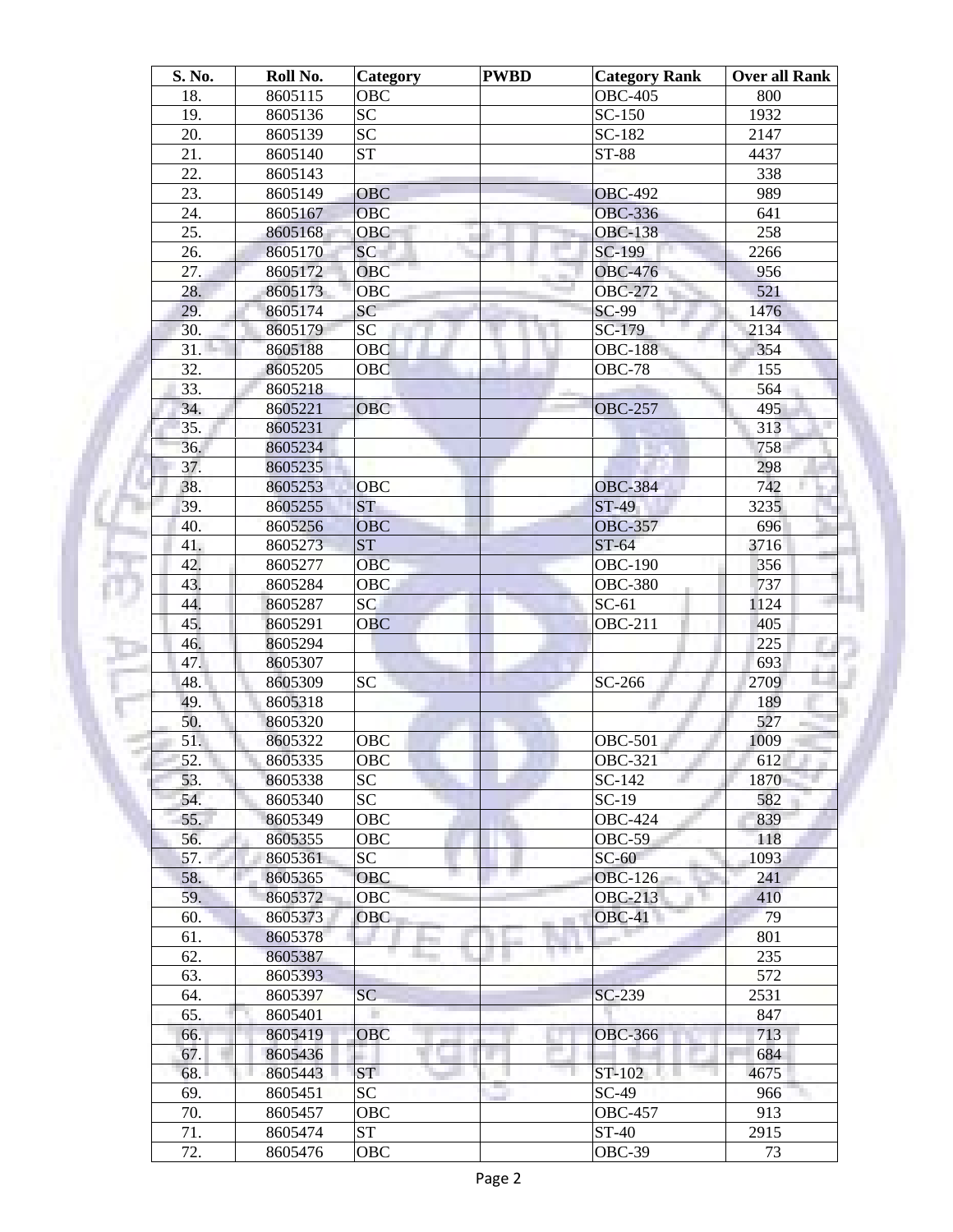| S. No. | Roll No. | Category | PWBD | Category Rank | Over all Rank |
|---|---|---|---|---|---|
| 18. | 8605115 | OBC | | OBC-405 | 800 |
| 19. | 8605136 | SC | | SC-150 | 1932 |
| 20. | 8605139 | SC | | SC-182 | 2147 |
| 21. | 8605140 | ST | | ST-88 | 4437 |
| 22. | 8605143 | | | | 338 |
| 23. | 8605149 | OBC | | OBC-492 | 989 |
| 24. | 8605167 | OBC | | OBC-336 | 641 |
| 25. | 8605168 | OBC | | OBC-138 | 258 |
| 26. | 8605170 | SC | | SC-199 | 2266 |
| 27. | 8605172 | OBC | | OBC-476 | 956 |
| 28. | 8605173 | OBC | | OBC-272 | 521 |
| 29. | 8605174 | SC | | SC-99 | 1476 |
| 30. | 8605179 | SC | | SC-179 | 2134 |
| 31. | 8605188 | OBC | | OBC-188 | 354 |
| 32. | 8605205 | OBC | | OBC-78 | 155 |
| 33. | 8605218 | | | | 564 |
| 34. | 8605221 | OBC | | OBC-257 | 495 |
| 35. | 8605231 | | | | 313 |
| 36. | 8605234 | | | | 758 |
| 37. | 8605235 | | | | 298 |
| 38. | 8605253 | OBC | | OBC-384 | 742 |
| 39. | 8605255 | ST | | ST-49 | 3235 |
| 40. | 8605256 | OBC | | OBC-357 | 696 |
| 41. | 8605273 | ST | | ST-64 | 3716 |
| 42. | 8605277 | OBC | | OBC-190 | 356 |
| 43. | 8605284 | OBC | | OBC-380 | 737 |
| 44. | 8605287 | SC | | SC-61 | 1124 |
| 45. | 8605291 | OBC | | OBC-211 | 405 |
| 46. | 8605294 | | | | 225 |
| 47. | 8605307 | | | | 693 |
| 48. | 8605309 | SC | | SC-266 | 2709 |
| 49. | 8605318 | | | | 189 |
| 50. | 8605320 | | | | 527 |
| 51. | 8605322 | OBC | | OBC-501 | 1009 |
| 52. | 8605335 | OBC | | OBC-321 | 612 |
| 53. | 8605338 | SC | | SC-142 | 1870 |
| 54. | 8605340 | SC | | SC-19 | 582 |
| 55. | 8605349 | OBC | | OBC-424 | 839 |
| 56. | 8605355 | OBC | | OBC-59 | 118 |
| 57. | 8605361 | SC | | SC-60 | 1093 |
| 58. | 8605365 | OBC | | OBC-126 | 241 |
| 59. | 8605372 | OBC | | OBC-213 | 410 |
| 60. | 8605373 | OBC | | OBC-41 | 79 |
| 61. | 8605378 | | | | 801 |
| 62. | 8605387 | | | | 235 |
| 63. | 8605393 | | | | 572 |
| 64. | 8605397 | SC | | SC-239 | 2531 |
| 65. | 8605401 | | | | 847 |
| 66. | 8605419 | OBC | | OBC-366 | 713 |
| 67. | 8605436 | | | | 684 |
| 68. | 8605443 | ST | | ST-102 | 4675 |
| 69. | 8605451 | SC | | SC-49 | 966 |
| 70. | 8605457 | OBC | | OBC-457 | 913 |
| 71. | 8605474 | ST | | ST-40 | 2915 |
| 72. | 8605476 | OBC | | OBC-39 | 73 |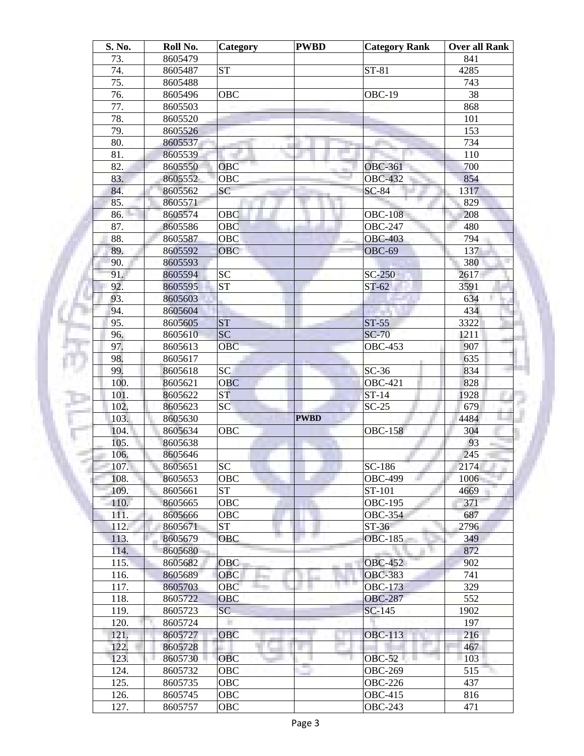| S. No. | Roll No. | Category | PWBD | Category Rank | Over all Rank |
|---|---|---|---|---|---|
| 73. | 8605479 | | | | 841 |
| 74. | 8605487 | ST | | ST-81 | 4285 |
| 75. | 8605488 | | | | 743 |
| 76. | 8605496 | OBC | | OBC-19 | 38 |
| 77. | 8605503 | | | | 868 |
| 78. | 8605520 | | | | 101 |
| 79. | 8605526 | | | | 153 |
| 80. | 8605537 | | | | 734 |
| 81. | 8605539 | | | | 110 |
| 82. | 8605550 | OBC | | OBC-361 | 700 |
| 83. | 8605552 | OBC | | OBC-432 | 854 |
| 84. | 8605562 | SC | | SC-84 | 1317 |
| 85. | 8605571 | | | | 829 |
| 86. | 8605574 | OBC | | OBC-108 | 208 |
| 87. | 8605586 | OBC | | OBC-247 | 480 |
| 88. | 8605587 | OBC | | OBC-403 | 794 |
| 89. | 8605592 | OBC | | OBC-69 | 137 |
| 90. | 8605593 | | | | 380 |
| 91. | 8605594 | SC | | SC-250 | 2617 |
| 92. | 8605595 | ST | | ST-62 | 3591 |
| 93. | 8605603 | | | | 634 |
| 94. | 8605604 | | | | 434 |
| 95. | 8605605 | ST | | ST-55 | 3322 |
| 96. | 8605610 | SC | | SC-70 | 1211 |
| 97. | 8605613 | OBC | | OBC-453 | 907 |
| 98. | 8605617 | | | | 635 |
| 99. | 8605618 | SC | | SC-36 | 834 |
| 100. | 8605621 | OBC | | OBC-421 | 828 |
| 101. | 8605622 | ST | | ST-14 | 1928 |
| 102. | 8605623 | SC | | SC-25 | 679 |
| 103. | 8605630 | | **PWBD** | | 4484 |
| 104. | 8605634 | OBC | | OBC-158 | 304 |
| 105. | 8605638 | | | | 93 |
| 106. | 8605646 | | | | 245 |
| 107. | 8605651 | SC | | SC-186 | 2174 |
| 108. | 8605653 | OBC | | OBC-499 | 1006 |
| 109. | 8605661 | ST | | ST-101 | 4669 |
| 110. | 8605665 | OBC | | OBC-195 | 371 |
| 111. | 8605666 | OBC | | OBC-354 | 687 |
| 112. | 8605671 | ST | | ST-36 | 2796 |
| 113. | 8605679 | OBC | | OBC-185 | 349 |
| 114. | 8605680 | | | | 872 |
| 115. | 8605682 | OBC | | OBC-452 | 902 |
| 116. | 8605689 | OBC | | OBC-383 | 741 |
| 117. | 8605703 | OBC | | OBC-173 | 329 |
| 118. | 8605722 | OBC | | OBC-287 | 552 |
| 119. | 8605723 | SC | | SC-145 | 1902 |
| 120. | 8605724 | | | | 197 |
| 121. | 8605727 | OBC | | OBC-113 | 216 |
| 122. | 8605728 | | | | 467 |
| 123. | 8605730 | OBC | | OBC-52 | 103 |
| 124. | 8605732 | OBC | | OBC-269 | 515 |
| 125. | 8605735 | OBC | | OBC-226 | 437 |
| 126. | 8605745 | OBC | | OBC-415 | 816 |
| 127. | 8605757 | OBC | | OBC-243 | 471 |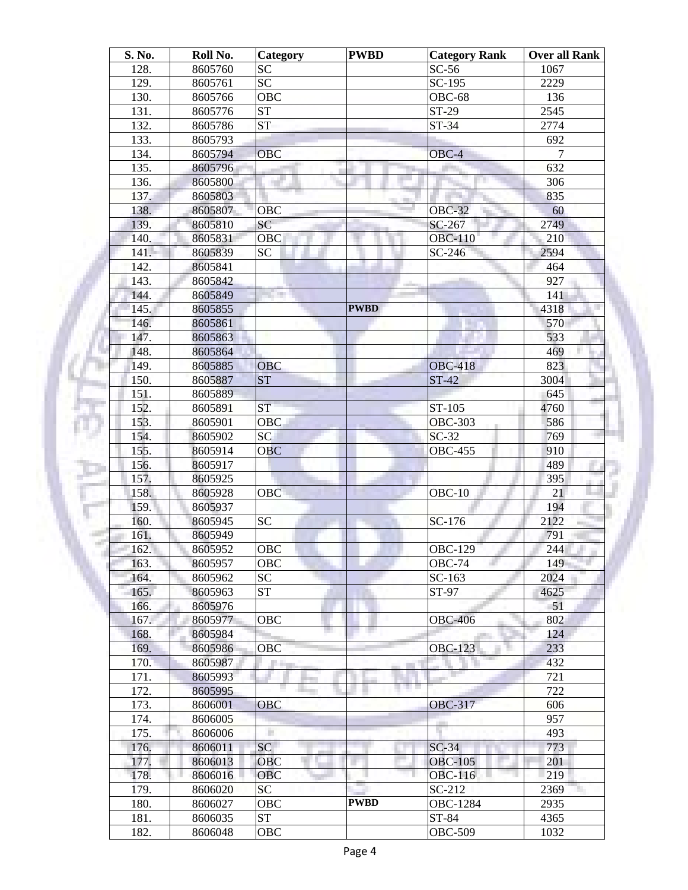| S. No. | Roll No. | Category | PWBD | Category Rank | Over all Rank |
|---|---|---|---|---|---|
| 128. | 8605760 | SC | | SC-56 | 1067 |
| 129. | 8605761 | SC | | SC-195 | 2229 |
| 130. | 8605766 | OBC | | OBC-68 | 136 |
| 131. | 8605776 | ST | | ST-29 | 2545 |
| 132. | 8605786 | ST | | ST-34 | 2774 |
| 133. | 8605793 | | | | 692 |
| 134. | 8605794 | OBC | | OBC-4 | 7 |
| 135. | 8605796 | | | | 632 |
| 136. | 8605800 | | | | 306 |
| 137. | 8605803 | | | | 835 |
| 138. | 8605807 | OBC | | OBC-32 | 60 |
| 139. | 8605810 | SC | | SC-267 | 2749 |
| 140. | 8605831 | OBC | | OBC-110 | 210 |
| 141. | 8605839 | SC | | SC-246 | 2594 |
| 142. | 8605841 | | | | 464 |
| 143. | 8605842 | | | | 927 |
| 144. | 8605849 | | | | 141 |
| 145. | 8605855 | | **PWBD** | | 4318 |
| 146. | 8605861 | | | | 570 |
| 147. | 8605863 | | | | 533 |
| 148. | 8605864 | | | | 469 |
| 149. | 8605885 | OBC | | OBC-418 | 823 |
| 150. | 8605887 | ST | | ST-42 | 3004 |
| 151. | 8605889 | | | | 645 |
| 152. | 8605891 | ST | | ST-105 | 4760 |
| 153. | 8605901 | OBC | | OBC-303 | 586 |
| 154. | 8605902 | SC | | SC-32 | 769 |
| 155. | 8605914 | OBC | | OBC-455 | 910 |
| 156. | 8605917 | | | | 489 |
| 157. | 8605925 | | | | 395 |
| 158. | 8605928 | OBC | | OBC-10 | 21 |
| 159. | 8605937 | | | | 194 |
| 160. | 8605945 | SC | | SC-176 | 2122 |
| 161. | 8605949 | | | | 791 |
| 162. | 8605952 | OBC | | OBC-129 | 244 |
| 163. | 8605957 | OBC | | OBC-74 | 149 |
| 164. | 8605962 | SC | | SC-163 | 2024 |
| 165. | 8605963 | ST | | ST-97 | 4625 |
| 166. | 8605976 | | | | 51 |
| 167. | 8605977 | OBC | | OBC-406 | 802 |
| 168. | 8605984 | | | | 124 |
| 169. | 8605986 | OBC | | OBC-123 | 233 |
| 170. | 8605987 | | | | 432 |
| 171. | 8605993 | | | | 721 |
| 172. | 8605995 | | | | 722 |
| 173. | 8606001 | OBC | | OBC-317 | 606 |
| 174. | 8606005 | | | | 957 |
| 175. | 8606006 | | | | 493 |
| 176. | 8606011 | SC | | SC-34 | 773 |
| 177. | 8606013 | OBC | | OBC-105 | 201 |
| 178. | 8606016 | OBC | | OBC-116 | 219 |
| 179. | 8606020 | SC | | SC-212 | 2369 |
| 180. | 8606027 | OBC | **PWBD** | OBC-1284 | 2935 |
| 181. | 8606035 | ST | | ST-84 | 4365 |
| 182. | 8606048 | OBC | | OBC-509 | 1032 |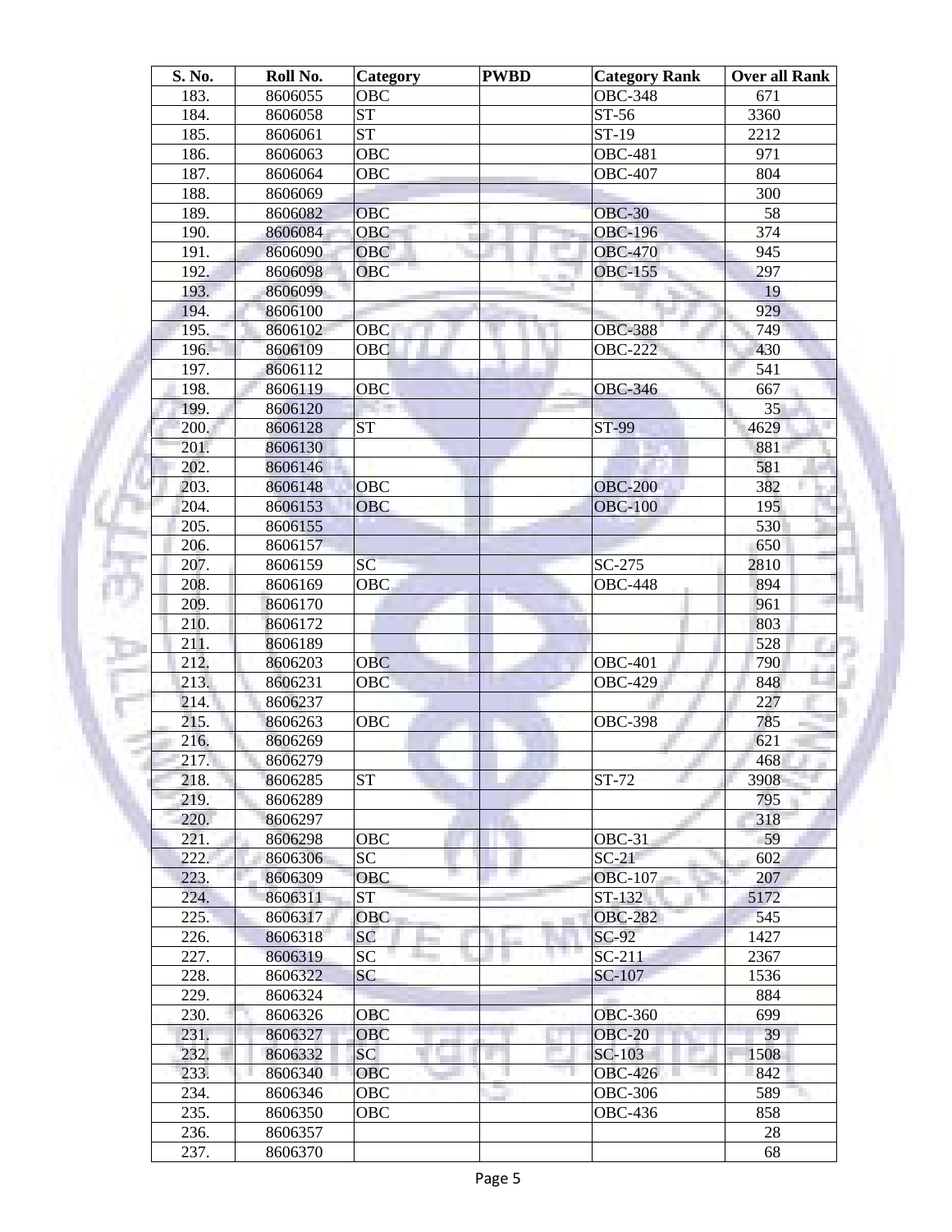| S. No. | Roll No. | Category | PWBD | Category Rank | Over all Rank |
|---|---|---|---|---|---|
| 183. | 8606055 | OBC | | OBC-348 | 671 |
| 184. | 8606058 | ST | | ST-56 | 3360 |
| 185. | 8606061 | ST | | ST-19 | 2212 |
| 186. | 8606063 | OBC | | OBC-481 | 971 |
| 187. | 8606064 | OBC | | OBC-407 | 804 |
| 188. | 8606069 | | | | 300 |
| 189. | 8606082 | OBC | | OBC-30 | 58 |
| 190. | 8606084 | OBC | | OBC-196 | 374 |
| 191. | 8606090 | OBC | | OBC-470 | 945 |
| 192. | 8606098 | OBC | | OBC-155 | 297 |
| 193. | 8606099 | | | | 19 |
| 194. | 8606100 | | | | 929 |
| 195. | 8606102 | OBC | | OBC-388 | 749 |
| 196. | 8606109 | OBC | | OBC-222 | 430 |
| 197. | 8606112 | | | | 541 |
| 198. | 8606119 | OBC | | OBC-346 | 667 |
| 199. | 8606120 | | | | 35 |
| 200. | 8606128 | ST | | ST-99 | 4629 |
| 201. | 8606130 | | | | 881 |
| 202. | 8606146 | | | | 581 |
| 203. | 8606148 | OBC | | OBC-200 | 382 |
| 204. | 8606153 | OBC | | OBC-100 | 195 |
| 205. | 8606155 | | | | 530 |
| 206. | 8606157 | | | | 650 |
| 207. | 8606159 | SC | | SC-275 | 2810 |
| 208. | 8606169 | OBC | | OBC-448 | 894 |
| 209. | 8606170 | | | | 961 |
| 210. | 8606172 | | | | 803 |
| 211. | 8606189 | | | | 528 |
| 212. | 8606203 | OBC | | OBC-401 | 790 |
| 213. | 8606231 | OBC | | OBC-429 | 848 |
| 214. | 8606237 | | | | 227 |
| 215. | 8606263 | OBC | | OBC-398 | 785 |
| 216. | 8606269 | | | | 621 |
| 217. | 8606279 | | | | 468 |
| 218. | 8606285 | ST | | ST-72 | 3908 |
| 219. | 8606289 | | | | 795 |
| 220. | 8606297 | | | | 318 |
| 221. | 8606298 | OBC | | OBC-31 | 59 |
| 222. | 8606306 | SC | | SC-21 | 602 |
| 223. | 8606309 | OBC | | OBC-107 | 207 |
| 224. | 8606311 | ST | | ST-132 | 5172 |
| 225. | 8606317 | OBC | | OBC-282 | 545 |
| 226. | 8606318 | SC | | SC-92 | 1427 |
| 227. | 8606319 | SC | | SC-211 | 2367 |
| 228. | 8606322 | SC | | SC-107 | 1536 |
| 229. | 8606324 | | | | 884 |
| 230. | 8606326 | OBC | | OBC-360 | 699 |
| 231. | 8606327 | OBC | | OBC-20 | 39 |
| 232. | 8606332 | SC | | SC-103 | 1508 |
| 233. | 8606340 | OBC | | OBC-426 | 842 |
| 234. | 8606346 | OBC | | OBC-306 | 589 |
| 235. | 8606350 | OBC | | OBC-436 | 858 |
| 236. | 8606357 | | | | 28 |
| 237. | 8606370 | | | | 68 |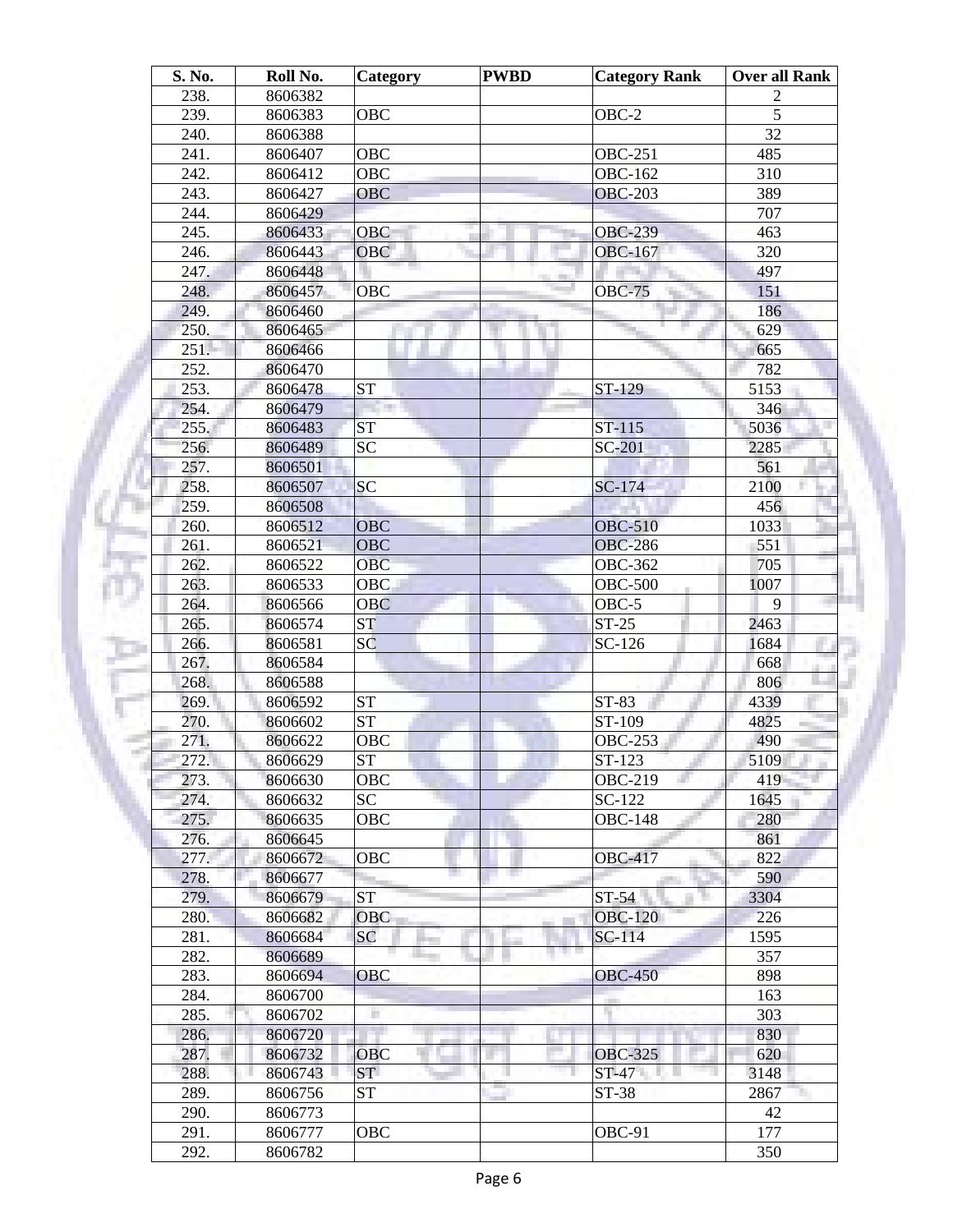| S. No. | Roll No. | Category | PWBD | Category Rank | Over all Rank |
|---|---|---|---|---|---|
| 238. | 8606382 | | | | 2 |
| 239. | 8606383 | OBC | | OBC-2 | 5 |
| 240. | 8606388 | | | | 32 |
| 241. | 8606407 | OBC | | OBC-251 | 485 |
| 242. | 8606412 | OBC | | OBC-162 | 310 |
| 243. | 8606427 | OBC | | OBC-203 | 389 |
| 244. | 8606429 | | | | 707 |
| 245. | 8606433 | OBC | | OBC-239 | 463 |
| 246. | 8606443 | OBC | | OBC-167 | 320 |
| 247. | 8606448 | | | | 497 |
| 248. | 8606457 | OBC | | OBC-75 | 151 |
| 249. | 8606460 | | | | 186 |
| 250. | 8606465 | | | | 629 |
| 251. | 8606466 | | | | 665 |
| 252. | 8606470 | | | | 782 |
| 253. | 8606478 | ST | | ST-129 | 5153 |
| 254. | 8606479 | | | | 346 |
| 255. | 8606483 | ST | | ST-115 | 5036 |
| 256. | 8606489 | SC | | SC-201 | 2285 |
| 257. | 8606501 | | | | 561 |
| 258. | 8606507 | SC | | SC-174 | 2100 |
| 259. | 8606508 | | | | 456 |
| 260. | 8606512 | OBC | | OBC-510 | 1033 |
| 261. | 8606521 | OBC | | OBC-286 | 551 |
| 262. | 8606522 | OBC | | OBC-362 | 705 |
| 263. | 8606533 | OBC | | OBC-500 | 1007 |
| 264. | 8606566 | OBC | | OBC-5 | 9 |
| 265. | 8606574 | ST | | ST-25 | 2463 |
| 266. | 8606581 | SC | | SC-126 | 1684 |
| 267. | 8606584 | | | | 668 |
| 268. | 8606588 | | | | 806 |
| 269. | 8606592 | ST | | ST-83 | 4339 |
| 270. | 8606602 | ST | | ST-109 | 4825 |
| 271. | 8606622 | OBC | | OBC-253 | 490 |
| 272. | 8606629 | ST | | ST-123 | 5109 |
| 273. | 8606630 | OBC | | OBC-219 | 419 |
| 274. | 8606632 | SC | | SC-122 | 1645 |
| 275. | 8606635 | OBC | | OBC-148 | 280 |
| 276. | 8606645 | | | | 861 |
| 277. | 8606672 | OBC | | OBC-417 | 822 |
| 278. | 8606677 | | | | 590 |
| 279. | 8606679 | ST | | ST-54 | 3304 |
| 280. | 8606682 | OBC | | OBC-120 | 226 |
| 281. | 8606684 | SC | | SC-114 | 1595 |
| 282. | 8606689 | | | | 357 |
| 283. | 8606694 | OBC | | OBC-450 | 898 |
| 284. | 8606700 | | | | 163 |
| 285. | 8606702 | | | | 303 |
| 286. | 8606720 | | | | 830 |
| 287. | 8606732 | OBC | | OBC-325 | 620 |
| 288. | 8606743 | ST | | ST-47 | 3148 |
| 289. | 8606756 | ST | | ST-38 | 2867 |
| 290. | 8606773 | | | | 42 |
| 291. | 8606777 | OBC | | OBC-91 | 177 |
| 292. | 8606782 | | | | 350 |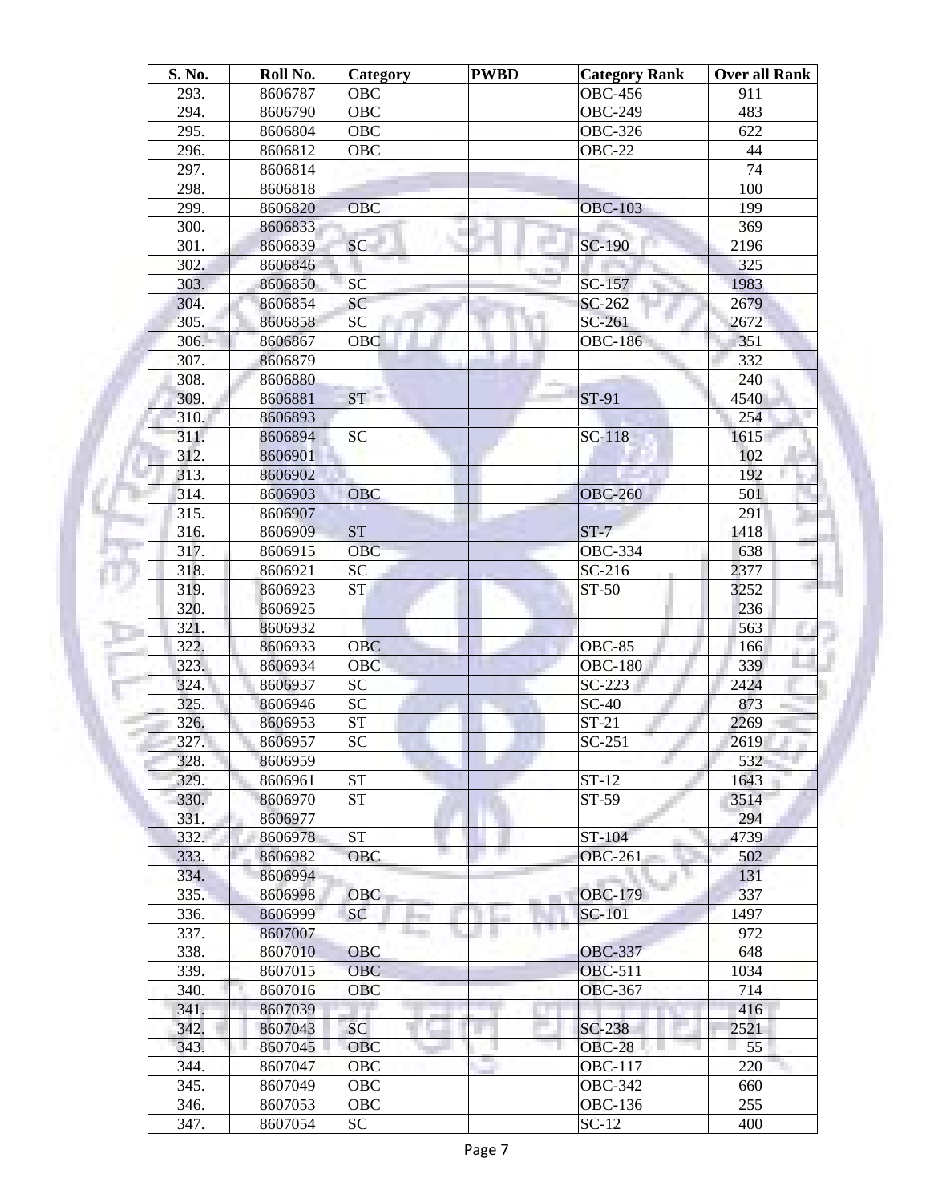| S. No. | Roll No. | Category | PWBD | Category Rank | Over all Rank |
|---|---|---|---|---|---|
| 293. | 8606787 | OBC | | OBC-456 | 911 |
| 294. | 8606790 | OBC | | OBC-249 | 483 |
| 295. | 8606804 | OBC | | OBC-326 | 622 |
| 296. | 8606812 | OBC | | OBC-22 | 44 |
| 297. | 8606814 | | | | 74 |
| 298. | 8606818 | | | | 100 |
| 299. | 8606820 | OBC | | OBC-103 | 199 |
| 300. | 8606833 | | | | 369 |
| 301. | 8606839 | SC | | SC-190 | 2196 |
| 302. | 8606846 | | | | 325 |
| 303. | 8606850 | SC | | SC-157 | 1983 |
| 304. | 8606854 | SC | | SC-262 | 2679 |
| 305. | 8606858 | SC | | SC-261 | 2672 |
| 306. | 8606867 | OBC | | OBC-186 | 351 |
| 307. | 8606879 | | | | 332 |
| 308. | 8606880 | | | | 240 |
| 309. | 8606881 | ST | | ST-91 | 4540 |
| 310. | 8606893 | | | | 254 |
| 311. | 8606894 | SC | | SC-118 | 1615 |
| 312. | 8606901 | | | | 102 |
| 313. | 8606902 | | | | 192 |
| 314. | 8606903 | OBC | | OBC-260 | 501 |
| 315. | 8606907 | | | | 291 |
| 316. | 8606909 | ST | | ST-7 | 1418 |
| 317. | 8606915 | OBC | | OBC-334 | 638 |
| 318. | 8606921 | SC | | SC-216 | 2377 |
| 319. | 8606923 | ST | | ST-50 | 3252 |
| 320. | 8606925 | | | | 236 |
| 321. | 8606932 | | | | 563 |
| 322. | 8606933 | OBC | | OBC-85 | 166 |
| 323. | 8606934 | OBC | | OBC-180 | 339 |
| 324. | 8606937 | SC | | SC-223 | 2424 |
| 325. | 8606946 | SC | | SC-40 | 873 |
| 326. | 8606953 | ST | | ST-21 | 2269 |
| 327. | 8606957 | SC | | SC-251 | 2619 |
| 328. | 8606959 | | | | 532 |
| 329. | 8606961 | ST | | ST-12 | 1643 |
| 330. | 8606970 | ST | | ST-59 | 3514 |
| 331. | 8606977 | | | | 294 |
| 332. | 8606978 | ST | | ST-104 | 4739 |
| 333. | 8606982 | OBC | | OBC-261 | 502 |
| 334. | 8606994 | | | | 131 |
| 335. | 8606998 | OBC | | OBC-179 | 337 |
| 336. | 8606999 | SC | | SC-101 | 1497 |
| 337. | 8607007 | | | | 972 |
| 338. | 8607010 | OBC | | OBC-337 | 648 |
| 339. | 8607015 | OBC | | OBC-511 | 1034 |
| 340. | 8607016 | OBC | | OBC-367 | 714 |
| 341. | 8607039 | | | | 416 |
| 342. | 8607043 | SC | | SC-238 | 2521 |
| 343. | 8607045 | OBC | | OBC-28 | 55 |
| 344. | 8607047 | OBC | | OBC-117 | 220 |
| 345. | 8607049 | OBC | | OBC-342 | 660 |
| 346. | 8607053 | OBC | | OBC-136 | 255 |
| 347. | 8607054 | SC | | SC-12 | 400 |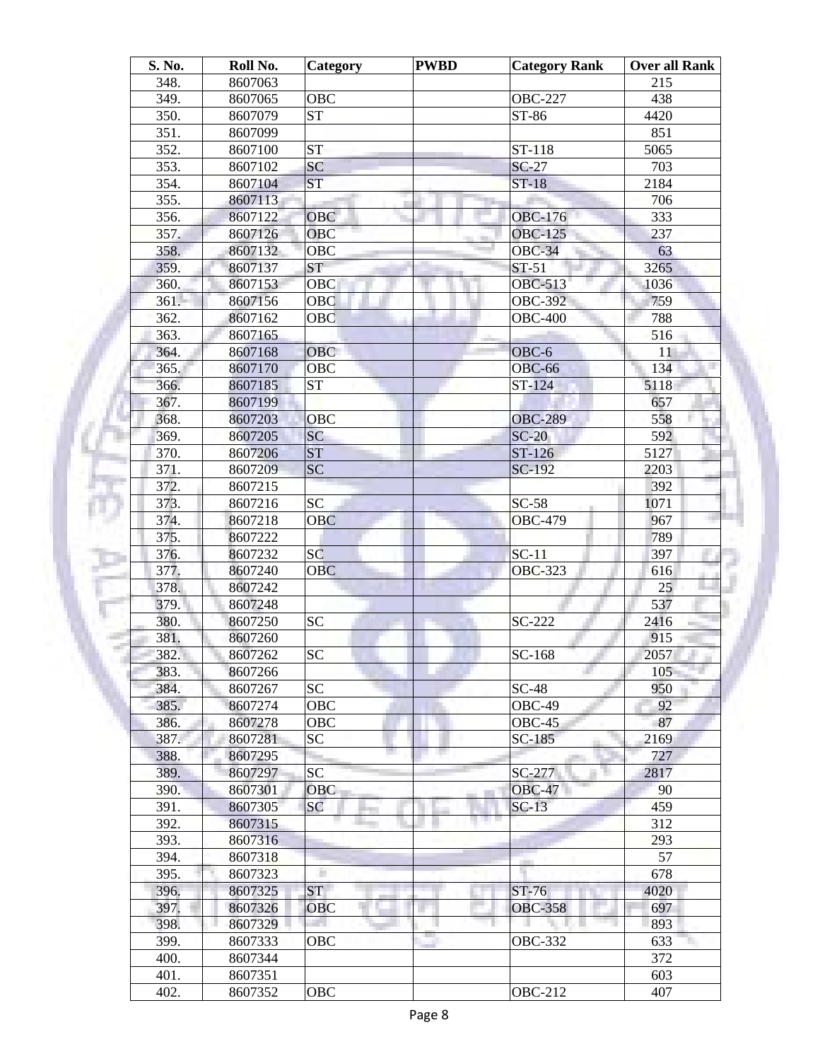| S. No. | Roll No. | Category | PWBD | Category Rank | Over all Rank |
|---|---|---|---|---|---|
| 348. | 8607063 | | | | 215 |
| 349. | 8607065 | OBC | | OBC-227 | 438 |
| 350. | 8607079 | ST | | ST-86 | 4420 |
| 351. | 8607099 | | | | 851 |
| 352. | 8607100 | ST | | ST-118 | 5065 |
| 353. | 8607102 | SC | | SC-27 | 703 |
| 354. | 8607104 | ST | | ST-18 | 2184 |
| 355. | 8607113 | | | | 706 |
| 356. | 8607122 | OBC | | OBC-176 | 333 |
| 357. | 8607126 | OBC | | OBC-125 | 237 |
| 358. | 8607132 | OBC | | OBC-34 | 63 |
| 359. | 8607137 | ST | | ST-51 | 3265 |
| 360. | 8607153 | OBC | | OBC-513 | 1036 |
| 361. | 8607156 | OBC | | OBC-392 | 759 |
| 362. | 8607162 | OBC | | OBC-400 | 788 |
| 363. | 8607165 | | | | 516 |
| 364. | 8607168 | OBC | | OBC-6 | 11 |
| 365. | 8607170 | OBC | | OBC-66 | 134 |
| 366. | 8607185 | ST | | ST-124 | 5118 |
| 367. | 8607199 | | | | 657 |
| 368. | 8607203 | OBC | | OBC-289 | 558 |
| 369. | 8607205 | SC | | SC-20 | 592 |
| 370. | 8607206 | ST | | ST-126 | 5127 |
| 371. | 8607209 | SC | | SC-192 | 2203 |
| 372. | 8607215 | | | | 392 |
| 373. | 8607216 | SC | | SC-58 | 1071 |
| 374. | 8607218 | OBC | | OBC-479 | 967 |
| 375. | 8607222 | | | | 789 |
| 376. | 8607232 | SC | | SC-11 | 397 |
| 377. | 8607240 | OBC | | OBC-323 | 616 |
| 378. | 8607242 | | | | 25 |
| 379. | 8607248 | | | | 537 |
| 380. | 8607250 | SC | | SC-222 | 2416 |
| 381. | 8607260 | | | | 915 |
| 382. | 8607262 | SC | | SC-168 | 2057 |
| 383. | 8607266 | | | | 105 |
| 384. | 8607267 | SC | | SC-48 | 950 |
| 385. | 8607274 | OBC | | OBC-49 | 92 |
| 386. | 8607278 | OBC | | OBC-45 | 87 |
| 387. | 8607281 | SC | | SC-185 | 2169 |
| 388. | 8607295 | | | | 727 |
| 389. | 8607297 | SC | | SC-277 | 2817 |
| 390. | 8607301 | OBC | | OBC-47 | 90 |
| 391. | 8607305 | SC | | SC-13 | 459 |
| 392. | 8607315 | | | | 312 |
| 393. | 8607316 | | | | 293 |
| 394. | 8607318 | | | | 57 |
| 395. | 8607323 | | | | 678 |
| 396. | 8607325 | ST | | ST-76 | 4020 |
| 397. | 8607326 | OBC | | OBC-358 | 697 |
| 398. | 8607329 | | | | 893 |
| 399. | 8607333 | OBC | | OBC-332 | 633 |
| 400. | 8607344 | | | | 372 |
| 401. | 8607351 | | | | 603 |
| 402. | 8607352 | OBC | | OBC-212 | 407 |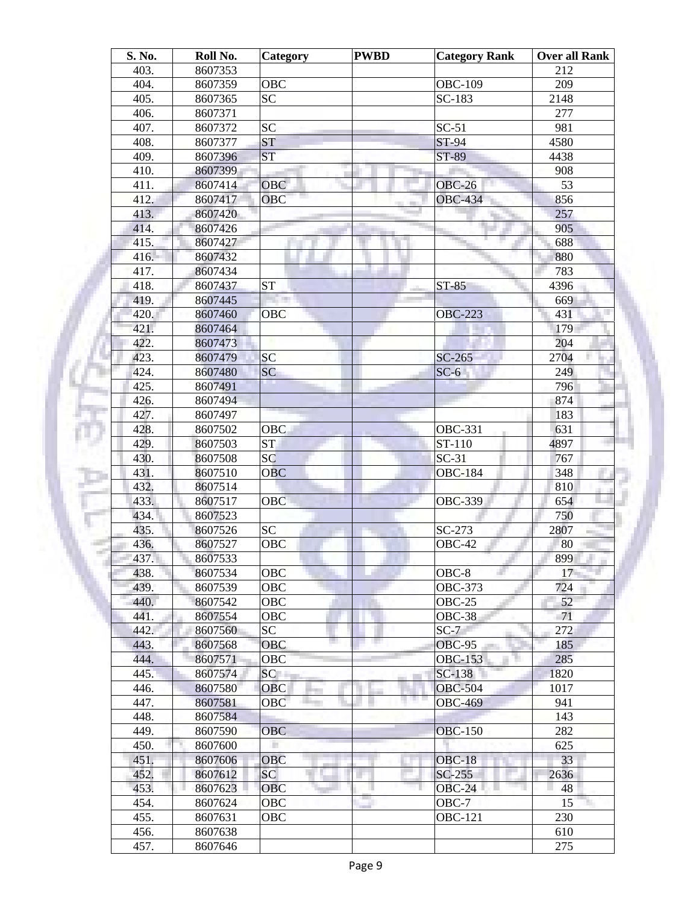| S. No. | Roll No. | Category | PWBD | Category Rank | Over all Rank |
|---|---|---|---|---|---|
| 403. | 8607353 | | | | 212 |
| 404. | 8607359 | OBC | | OBC-109 | 209 |
| 405. | 8607365 | SC | | SC-183 | 2148 |
| 406. | 8607371 | | | | 277 |
| 407. | 8607372 | SC | | SC-51 | 981 |
| 408. | 8607377 | ST | | ST-94 | 4580 |
| 409. | 8607396 | ST | | ST-89 | 4438 |
| 410. | 8607399 | | | | 908 |
| 411. | 8607414 | OBC | | OBC-26 | 53 |
| 412. | 8607417 | OBC | | OBC-434 | 856 |
| 413. | 8607420 | | | | 257 |
| 414. | 8607426 | | | | 905 |
| 415. | 8607427 | | | | 688 |
| 416. | 8607432 | | | | 880 |
| 417. | 8607434 | | | | 783 |
| 418. | 8607437 | ST | | ST-85 | 4396 |
| 419. | 8607445 | | | | 669 |
| 420. | 8607460 | OBC | | OBC-223 | 431 |
| 421. | 8607464 | | | | 179 |
| 422. | 8607473 | | | | 204 |
| 423. | 8607479 | SC | | SC-265 | 2704 |
| 424. | 8607480 | SC | | SC-6 | 249 |
| 425. | 8607491 | | | | 796 |
| 426. | 8607494 | | | | 874 |
| 427. | 8607497 | | | | 183 |
| 428. | 8607502 | OBC | | OBC-331 | 631 |
| 429. | 8607503 | ST | | ST-110 | 4897 |
| 430. | 8607508 | SC | | SC-31 | 767 |
| 431. | 8607510 | OBC | | OBC-184 | 348 |
| 432. | 8607514 | | | | 810 |
| 433. | 8607517 | OBC | | OBC-339 | 654 |
| 434. | 8607523 | | | | 750 |
| 435. | 8607526 | SC | | SC-273 | 2807 |
| 436. | 8607527 | OBC | | OBC-42 | 80 |
| 437. | 8607533 | | | | 899 |
| 438. | 8607534 | OBC | | OBC-8 | 17 |
| 439. | 8607539 | OBC | | OBC-373 | 724 |
| 440. | 8607542 | OBC | | OBC-25 | 52 |
| 441. | 8607554 | OBC | | OBC-38 | 71 |
| 442. | 8607560 | SC | | SC-7 | 272 |
| 443. | 8607568 | OBC | | OBC-95 | 185 |
| 444. | 8607571 | OBC | | OBC-153 | 285 |
| 445. | 8607574 | SC | | SC-138 | 1820 |
| 446. | 8607580 | OBC | | OBC-504 | 1017 |
| 447. | 8607581 | OBC | | OBC-469 | 941 |
| 448. | 8607584 | | | | 143 |
| 449. | 8607590 | OBC | | OBC-150 | 282 |
| 450. | 8607600 | | | | 625 |
| 451. | 8607606 | OBC | | OBC-18 | 33 |
| 452. | 8607612 | SC | | SC-255 | 2636 |
| 453. | 8607623 | OBC | | OBC-24 | 48 |
| 454. | 8607624 | OBC | | OBC-7 | 15 |
| 455. | 8607631 | OBC | | OBC-121 | 230 |
| 456. | 8607638 | | | | 610 |
| 457. | 8607646 | | | | 275 |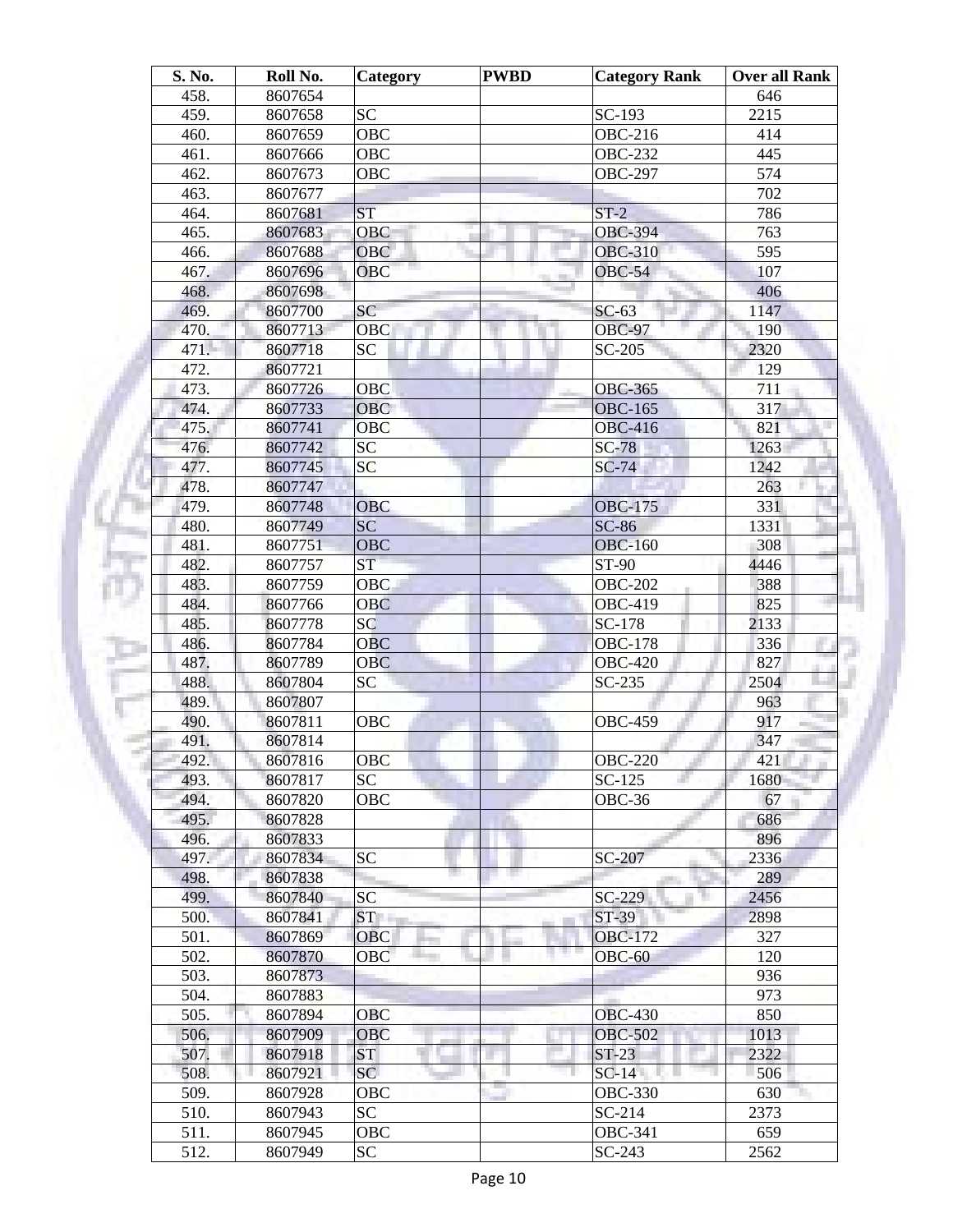| S. No. | Roll No. | Category | PWBD | Category Rank | Over all Rank |
|---|---|---|---|---|---|
| 458. | 8607654 | | | | 646 |
| 459. | 8607658 | SC | | SC-193 | 2215 |
| 460. | 8607659 | OBC | | OBC-216 | 414 |
| 461. | 8607666 | OBC | | OBC-232 | 445 |
| 462. | 8607673 | OBC | | OBC-297 | 574 |
| 463. | 8607677 | | | | 702 |
| 464. | 8607681 | ST | | ST-2 | 786 |
| 465. | 8607683 | OBC | | OBC-394 | 763 |
| 466. | 8607688 | OBC | | OBC-310 | 595 |
| 467. | 8607696 | OBC | | OBC-54 | 107 |
| 468. | 8607698 | | | | 406 |
| 469. | 8607700 | SC | | SC-63 | 1147 |
| 470. | 8607713 | OBC | | OBC-97 | 190 |
| 471. | 8607718 | SC | | SC-205 | 2320 |
| 472. | 8607721 | | | | 129 |
| 473. | 8607726 | OBC | | OBC-365 | 711 |
| 474. | 8607733 | OBC | | OBC-165 | 317 |
| 475. | 8607741 | OBC | | OBC-416 | 821 |
| 476. | 8607742 | SC | | SC-78 | 1263 |
| 477. | 8607745 | SC | | SC-74 | 1242 |
| 478. | 8607747 | | | | 263 |
| 479. | 8607748 | OBC | | OBC-175 | 331 |
| 480. | 8607749 | SC | | SC-86 | 1331 |
| 481. | 8607751 | OBC | | OBC-160 | 308 |
| 482. | 8607757 | ST | | ST-90 | 4446 |
| 483. | 8607759 | OBC | | OBC-202 | 388 |
| 484. | 8607766 | OBC | | OBC-419 | 825 |
| 485. | 8607778 | SC | | SC-178 | 2133 |
| 486. | 8607784 | OBC | | OBC-178 | 336 |
| 487. | 8607789 | OBC | | OBC-420 | 827 |
| 488. | 8607804 | SC | | SC-235 | 2504 |
| 489. | 8607807 | | | | 963 |
| 490. | 8607811 | OBC | | OBC-459 | 917 |
| 491. | 8607814 | | | | 347 |
| 492. | 8607816 | OBC | | OBC-220 | 421 |
| 493. | 8607817 | SC | | SC-125 | 1680 |
| 494. | 8607820 | OBC | | OBC-36 | 67 |
| 495. | 8607828 | | | | 686 |
| 496. | 8607833 | | | | 896 |
| 497. | 8607834 | SC | | SC-207 | 2336 |
| 498. | 8607838 | | | | 289 |
| 499. | 8607840 | SC | | SC-229 | 2456 |
| 500. | 8607841 | ST | | ST-39 | 2898 |
| 501. | 8607869 | OBC | | OBC-172 | 327 |
| 502. | 8607870 | OBC | | OBC-60 | 120 |
| 503. | 8607873 | | | | 936 |
| 504. | 8607883 | | | | 973 |
| 505. | 8607894 | OBC | | OBC-430 | 850 |
| 506. | 8607909 | OBC | | OBC-502 | 1013 |
| 507. | 8607918 | ST | | ST-23 | 2322 |
| 508. | 8607921 | SC | | SC-14 | 506 |
| 509. | 8607928 | OBC | | OBC-330 | 630 |
| 510. | 8607943 | SC | | SC-214 | 2373 |
| 511. | 8607945 | OBC | | OBC-341 | 659 |
| 512. | 8607949 | SC | | SC-243 | 2562 |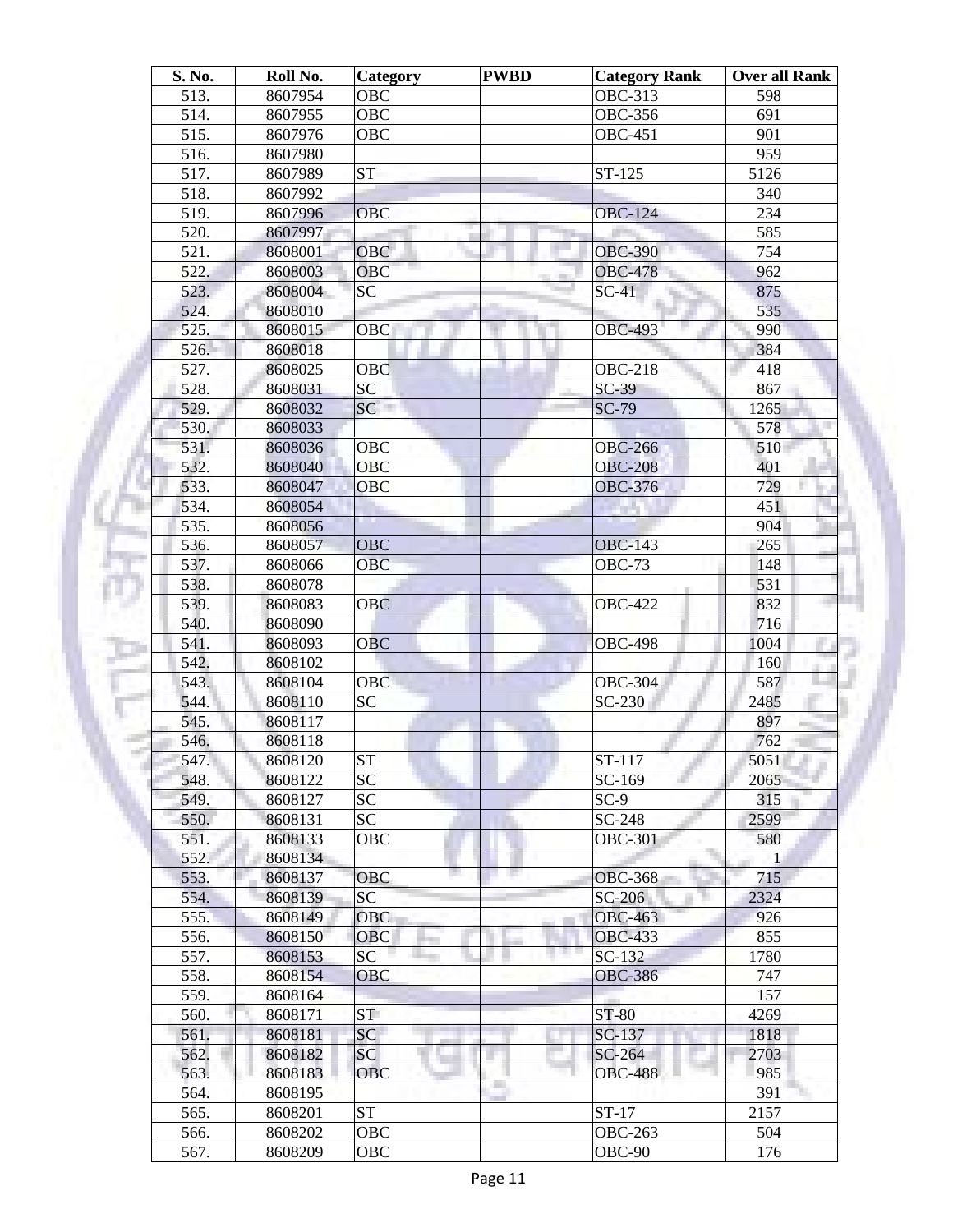| S. No. | Roll No. | Category | PWBD | Category Rank | Over all Rank |
|---|---|---|---|---|---|
| 513. | 8607954 | OBC | | OBC-313 | 598 |
| 514. | 8607955 | OBC | | OBC-356 | 691 |
| 515. | 8607976 | OBC | | OBC-451 | 901 |
| 516. | 8607980 | | | | 959 |
| 517. | 8607989 | ST | | ST-125 | 5126 |
| 518. | 8607992 | | | | 340 |
| 519. | 8607996 | OBC | | OBC-124 | 234 |
| 520. | 8607997 | | | | 585 |
| 521. | 8608001 | OBC | | OBC-390 | 754 |
| 522. | 8608003 | OBC | | OBC-478 | 962 |
| 523. | 8608004 | SC | | SC-41 | 875 |
| 524. | 8608010 | | | | 535 |
| 525. | 8608015 | OBC | | OBC-493 | 990 |
| 526. | 8608018 | | | | 384 |
| 527. | 8608025 | OBC | | OBC-218 | 418 |
| 528. | 8608031 | SC | | SC-39 | 867 |
| 529. | 8608032 | SC | | SC-79 | 1265 |
| 530. | 8608033 | | | | 578 |
| 531. | 8608036 | OBC | | OBC-266 | 510 |
| 532. | 8608040 | OBC | | OBC-208 | 401 |
| 533. | 8608047 | OBC | | OBC-376 | 729 |
| 534. | 8608054 | | | | 451 |
| 535. | 8608056 | | | | 904 |
| 536. | 8608057 | OBC | | OBC-143 | 265 |
| 537. | 8608066 | OBC | | OBC-73 | 148 |
| 538. | 8608078 | | | | 531 |
| 539. | 8608083 | OBC | | OBC-422 | 832 |
| 540. | 8608090 | | | | 716 |
| 541. | 8608093 | OBC | | OBC-498 | 1004 |
| 542. | 8608102 | | | | 160 |
| 543. | 8608104 | OBC | | OBC-304 | 587 |
| 544. | 8608110 | SC | | SC-230 | 2485 |
| 545. | 8608117 | | | | 897 |
| 546. | 8608118 | | | | 762 |
| 547. | 8608120 | ST | | ST-117 | 5051 |
| 548. | 8608122 | SC | | SC-169 | 2065 |
| 549. | 8608127 | SC | | SC-9 | 315 |
| 550. | 8608131 | SC | | SC-248 | 2599 |
| 551. | 8608133 | OBC | | OBC-301 | 580 |
| 552. | 8608134 | | | | 1 |
| 553. | 8608137 | OBC | | OBC-368 | 715 |
| 554. | 8608139 | SC | | SC-206 | 2324 |
| 555. | 8608149 | OBC | | OBC-463 | 926 |
| 556. | 8608150 | OBC | | OBC-433 | 855 |
| 557. | 8608153 | SC | | SC-132 | 1780 |
| 558. | 8608154 | OBC | | OBC-386 | 747 |
| 559. | 8608164 | | | | 157 |
| 560. | 8608171 | ST | | ST-80 | 4269 |
| 561. | 8608181 | SC | | SC-137 | 1818 |
| 562. | 8608182 | SC | | SC-264 | 2703 |
| 563. | 8608183 | OBC | | OBC-488 | 985 |
| 564. | 8608195 | | | | 391 |
| 565. | 8608201 | ST | | ST-17 | 2157 |
| 566. | 8608202 | OBC | | OBC-263 | 504 |
| 567. | 8608209 | OBC | | OBC-90 | 176 |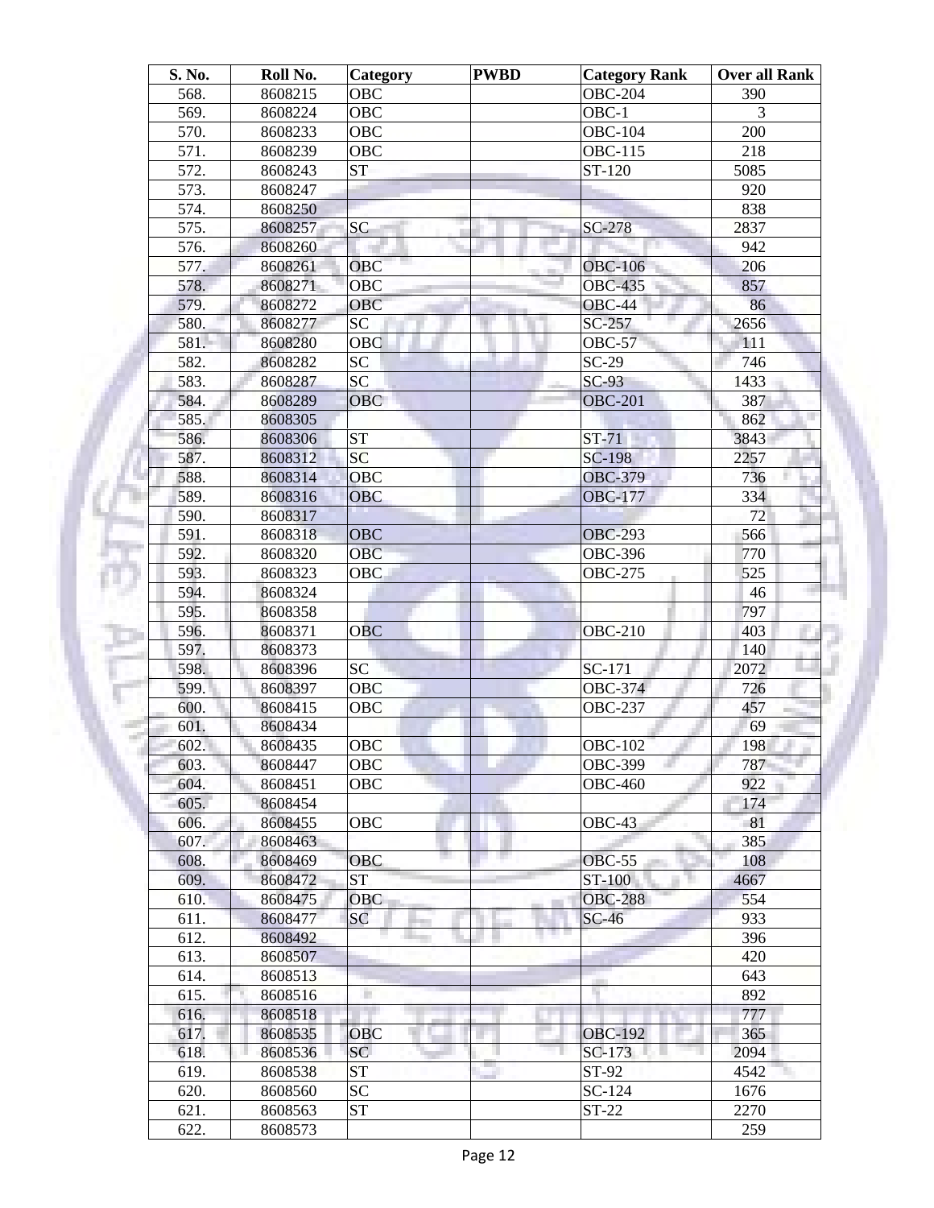| S. No. | Roll No. | Category | PWBD | Category Rank | Over all Rank |
|---|---|---|---|---|---|
| 568. | 8608215 | OBC | | OBC-204 | 390 |
| 569. | 8608224 | OBC | | OBC-1 | 3 |
| 570. | 8608233 | OBC | | OBC-104 | 200 |
| 571. | 8608239 | OBC | | OBC-115 | 218 |
| 572. | 8608243 | ST | | ST-120 | 5085 |
| 573. | 8608247 | | | | 920 |
| 574. | 8608250 | | | | 838 |
| 575. | 8608257 | SC | | SC-278 | 2837 |
| 576. | 8608260 | | | | 942 |
| 577. | 8608261 | OBC | | OBC-106 | 206 |
| 578. | 8608271 | OBC | | OBC-435 | 857 |
| 579. | 8608272 | OBC | | OBC-44 | 86 |
| 580. | 8608277 | SC | | SC-257 | 2656 |
| 581. | 8608280 | OBC | | OBC-57 | 111 |
| 582. | 8608282 | SC | | SC-29 | 746 |
| 583. | 8608287 | SC | | SC-93 | 1433 |
| 584. | 8608289 | OBC | | OBC-201 | 387 |
| 585. | 8608305 | | | | 862 |
| 586. | 8608306 | ST | | ST-71 | 3843 |
| 587. | 8608312 | SC | | SC-198 | 2257 |
| 588. | 8608314 | OBC | | OBC-379 | 736 |
| 589. | 8608316 | OBC | | OBC-177 | 334 |
| 590. | 8608317 | | | | 72 |
| 591. | 8608318 | OBC | | OBC-293 | 566 |
| 592. | 8608320 | OBC | | OBC-396 | 770 |
| 593. | 8608323 | OBC | | OBC-275 | 525 |
| 594. | 8608324 | | | | 46 |
| 595. | 8608358 | | | | 797 |
| 596. | 8608371 | OBC | | OBC-210 | 403 |
| 597. | 8608373 | | | | 140 |
| 598. | 8608396 | SC | | SC-171 | 2072 |
| 599. | 8608397 | OBC | | OBC-374 | 726 |
| 600. | 8608415 | OBC | | OBC-237 | 457 |
| 601. | 8608434 | | | | 69 |
| 602. | 8608435 | OBC | | OBC-102 | 198 |
| 603. | 8608447 | OBC | | OBC-399 | 787 |
| 604. | 8608451 | OBC | | OBC-460 | 922 |
| 605. | 8608454 | | | | 174 |
| 606. | 8608455 | OBC | | OBC-43 | 81 |
| 607. | 8608463 | | | | 385 |
| 608. | 8608469 | OBC | | OBC-55 | 108 |
| 609. | 8608472 | ST | | ST-100 | 4667 |
| 610. | 8608475 | OBC | | OBC-288 | 554 |
| 611. | 8608477 | SC | | SC-46 | 933 |
| 612. | 8608492 | | | | 396 |
| 613. | 8608507 | | | | 420 |
| 614. | 8608513 | | | | 643 |
| 615. | 8608516 | | | | 892 |
| 616. | 8608518 | | | | 777 |
| 617. | 8608535 | OBC | | OBC-192 | 365 |
| 618. | 8608536 | SC | | SC-173 | 2094 |
| 619. | 8608538 | ST | | ST-92 | 4542 |
| 620. | 8608560 | SC | | SC-124 | 1676 |
| 621. | 8608563 | ST | | ST-22 | 2270 |
| 622. | 8608573 | | | | 259 |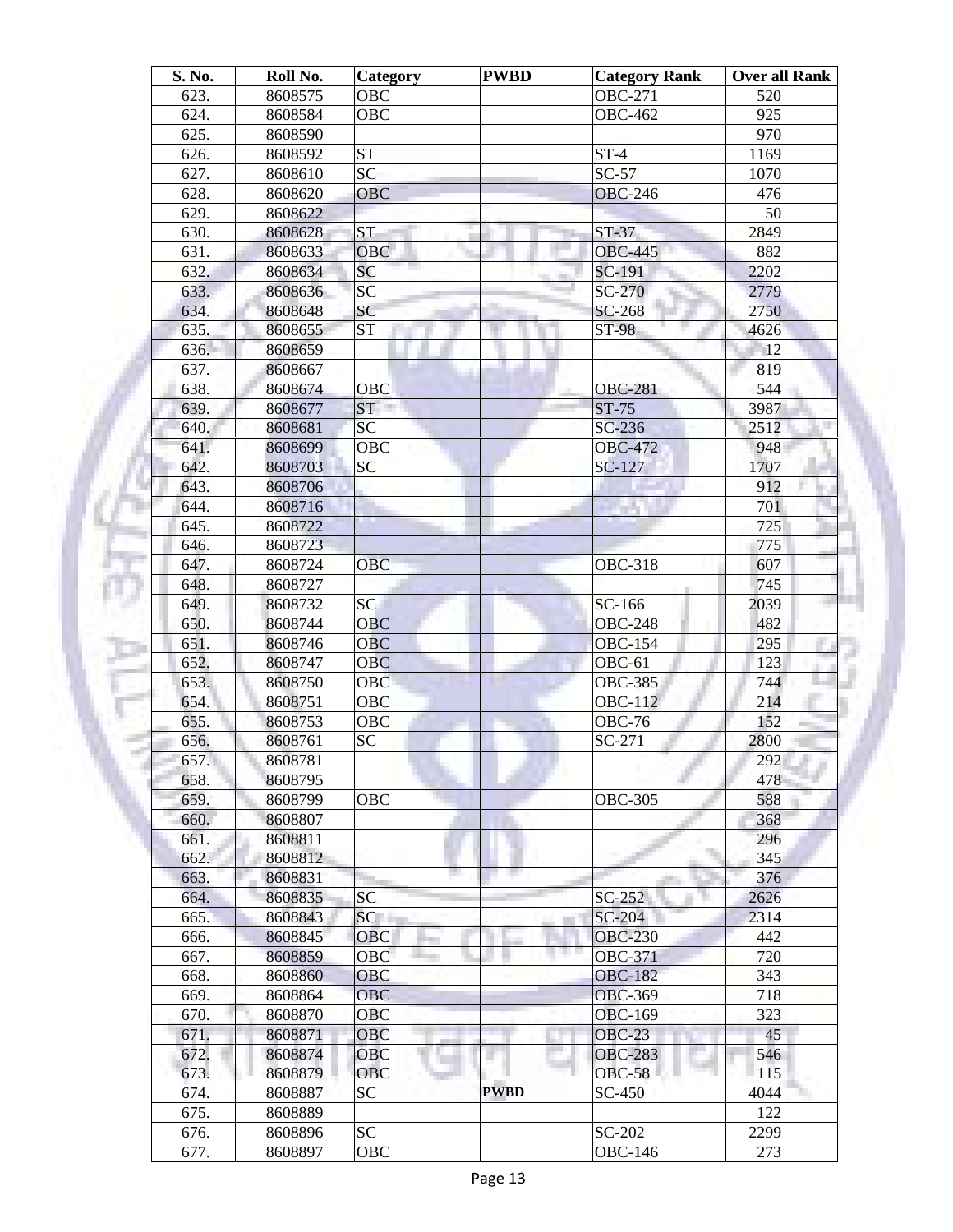| S. No. | Roll No. | Category | PWBD | Category Rank | Over all Rank |
|---|---|---|---|---|---|
| 623. | 8608575 | OBC | | OBC-271 | 520 |
| 624. | 8608584 | OBC | | OBC-462 | 925 |
| 625. | 8608590 | | | | 970 |
| 626. | 8608592 | ST | | ST-4 | 1169 |
| 627. | 8608610 | SC | | SC-57 | 1070 |
| 628. | 8608620 | OBC | | OBC-246 | 476 |
| 629. | 8608622 | | | | 50 |
| 630. | 8608628 | ST | | ST-37 | 2849 |
| 631. | 8608633 | OBC | | OBC-445 | 882 |
| 632. | 8608634 | SC | | SC-191 | 2202 |
| 633. | 8608636 | SC | | SC-270 | 2779 |
| 634. | 8608648 | SC | | SC-268 | 2750 |
| 635. | 8608655 | ST | | ST-98 | 4626 |
| 636. | 8608659 | | | | 12 |
| 637. | 8608667 | | | | 819 |
| 638. | 8608674 | OBC | | OBC-281 | 544 |
| 639. | 8608677 | ST | | ST-75 | 3987 |
| 640. | 8608681 | SC | | SC-236 | 2512 |
| 641. | 8608699 | OBC | | OBC-472 | 948 |
| 642. | 8608703 | SC | | SC-127 | 1707 |
| 643. | 8608706 | | | | 912 |
| 644. | 8608716 | | | | 701 |
| 645. | 8608722 | | | | 725 |
| 646. | 8608723 | | | | 775 |
| 647. | 8608724 | OBC | | OBC-318 | 607 |
| 648. | 8608727 | | | | 745 |
| 649. | 8608732 | SC | | SC-166 | 2039 |
| 650. | 8608744 | OBC | | OBC-248 | 482 |
| 651. | 8608746 | OBC | | OBC-154 | 295 |
| 652. | 8608747 | OBC | | OBC-61 | 123 |
| 653. | 8608750 | OBC | | OBC-385 | 744 |
| 654. | 8608751 | OBC | | OBC-112 | 214 |
| 655. | 8608753 | OBC | | OBC-76 | 152 |
| 656. | 8608761 | SC | | SC-271 | 2800 |
| 657. | 8608781 | | | | 292 |
| 658. | 8608795 | | | | 478 |
| 659. | 8608799 | OBC | | OBC-305 | 588 |
| 660. | 8608807 | | | | 368 |
| 661. | 8608811 | | | | 296 |
| 662. | 8608812 | | | | 345 |
| 663. | 8608831 | | | | 376 |
| 664. | 8608835 | SC | | SC-252 | 2626 |
| 665. | 8608843 | SC | | SC-204 | 2314 |
| 666. | 8608845 | OBC | | OBC-230 | 442 |
| 667. | 8608859 | OBC | | OBC-371 | 720 |
| 668. | 8608860 | OBC | | OBC-182 | 343 |
| 669. | 8608864 | OBC | | OBC-369 | 718 |
| 670. | 8608870 | OBC | | OBC-169 | 323 |
| 671. | 8608871 | OBC | | OBC-23 | 45 |
| 672. | 8608874 | OBC | | OBC-283 | 546 |
| 673. | 8608879 | OBC | | OBC-58 | 115 |
| 674. | 8608887 | SC | **PWBD** | SC-450 | 4044 |
| 675. | 8608889 | | | | 122 |
| 676. | 8608896 | SC | | SC-202 | 2299 |
| 677. | 8608897 | OBC | | OBC-146 | 273 |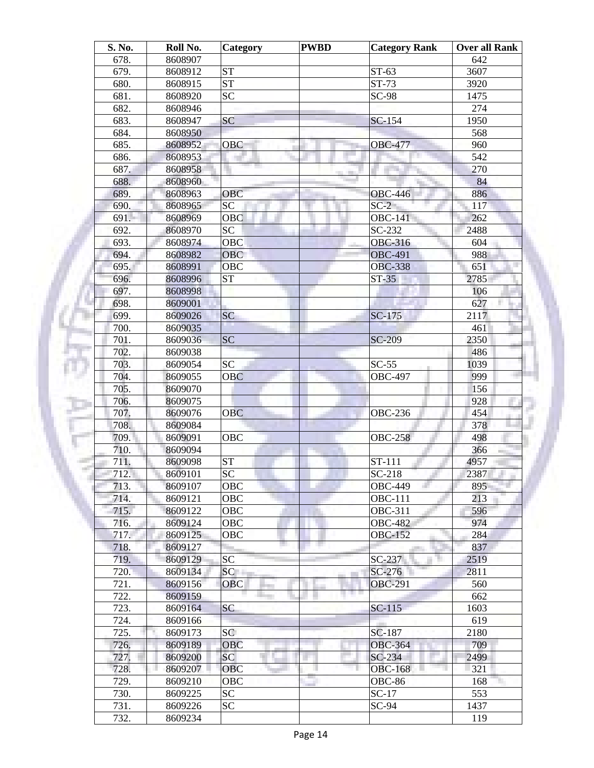| S. No. | Roll No. | Category | PWBD | Category Rank | Over all Rank |
|---|---|---|---|---|---|
| 678. | 8608907 | | | | 642 |
| 679. | 8608912 | ST | | ST-63 | 3607 |
| 680. | 8608915 | ST | | ST-73 | 3920 |
| 681. | 8608920 | SC | | SC-98 | 1475 |
| 682. | 8608946 | | | | 274 |
| 683. | 8608947 | SC | | SC-154 | 1950 |
| 684. | 8608950 | | | | 568 |
| 685. | 8608952 | OBC | | OBC-477 | 960 |
| 686. | 8608953 | | | | 542 |
| 687. | 8608958 | | | | 270 |
| 688. | 8608960 | | | | 84 |
| 689. | 8608963 | OBC | | OBC-446 | 886 |
| 690. | 8608965 | SC | | SC-2 | 117 |
| 691. | 8608969 | OBC | | OBC-141 | 262 |
| 692. | 8608970 | SC | | SC-232 | 2488 |
| 693. | 8608974 | OBC | | OBC-316 | 604 |
| 694. | 8608982 | OBC | | OBC-491 | 988 |
| 695. | 8608991 | OBC | | OBC-338 | 651 |
| 696. | 8608996 | ST | | ST-35 | 2785 |
| 697. | 8608998 | | | | 106 |
| 698. | 8609001 | | | | 627 |
| 699. | 8609026 | SC | | SC-175 | 2117 |
| 700. | 8609035 | | | | 461 |
| 701. | 8609036 | SC | | SC-209 | 2350 |
| 702. | 8609038 | | | | 486 |
| 703. | 8609054 | SC | | SC-55 | 1039 |
| 704. | 8609055 | OBC | | OBC-497 | 999 |
| 705. | 8609070 | | | | 156 |
| 706. | 8609075 | | | | 928 |
| 707. | 8609076 | OBC | | OBC-236 | 454 |
| 708. | 8609084 | | | | 378 |
| 709. | 8609091 | OBC | | OBC-258 | 498 |
| 710. | 8609094 | | | | 366 |
| 711. | 8609098 | ST | | ST-111 | 4957 |
| 712. | 8609101 | SC | | SC-218 | 2387 |
| 713. | 8609107 | OBC | | OBC-449 | 895 |
| 714. | 8609121 | OBC | | OBC-111 | 213 |
| 715. | 8609122 | OBC | | OBC-311 | 596 |
| 716. | 8609124 | OBC | | OBC-482 | 974 |
| 717. | 8609125 | OBC | | OBC-152 | 284 |
| 718. | 8609127 | | | | 837 |
| 719. | 8609129 | SC | | SC-237 | 2519 |
| 720. | 8609134 | SC | | SC-276 | 2811 |
| 721. | 8609156 | OBC | | OBC-291 | 560 |
| 722. | 8609159 | | | | 662 |
| 723. | 8609164 | SC | | SC-115 | 1603 |
| 724. | 8609166 | | | | 619 |
| 725. | 8609173 | SC | | SC-187 | 2180 |
| 726. | 8609189 | OBC | | OBC-364 | 709 |
| 727. | 8609200 | SC | | SC-234 | 2499 |
| 728. | 8609207 | OBC | | OBC-168 | 321 |
| 729. | 8609210 | OBC | | OBC-86 | 168 |
| 730. | 8609225 | SC | | SC-17 | 553 |
| 731. | 8609226 | SC | | SC-94 | 1437 |
| 732. | 8609234 | | | | 119 |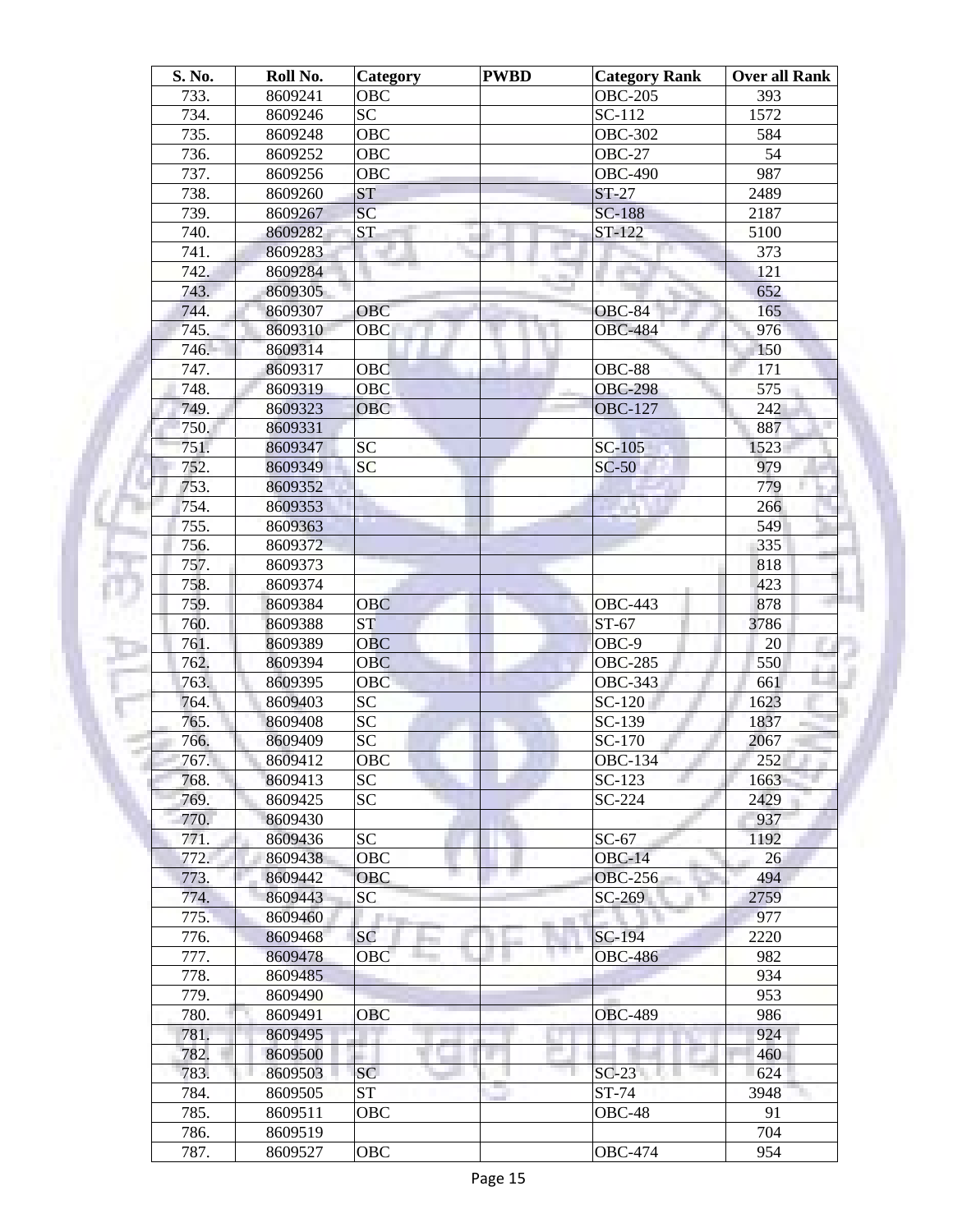| S. No. | Roll No. | Category | PWBD | Category Rank | Over all Rank |
|---|---|---|---|---|---|
| 733. | 8609241 | OBC | | OBC-205 | 393 |
| 734. | 8609246 | SC | | SC-112 | 1572 |
| 735. | 8609248 | OBC | | OBC-302 | 584 |
| 736. | 8609252 | OBC | | OBC-27 | 54 |
| 737. | 8609256 | OBC | | OBC-490 | 987 |
| 738. | 8609260 | ST | | ST-27 | 2489 |
| 739. | 8609267 | SC | | SC-188 | 2187 |
| 740. | 8609282 | ST | | ST-122 | 5100 |
| 741. | 8609283 | | | | 373 |
| 742. | 8609284 | | | | 121 |
| 743. | 8609305 | | | | 652 |
| 744. | 8609307 | OBC | | OBC-84 | 165 |
| 745. | 8609310 | OBC | | OBC-484 | 976 |
| 746. | 8609314 | | | | 150 |
| 747. | 8609317 | OBC | | OBC-88 | 171 |
| 748. | 8609319 | OBC | | OBC-298 | 575 |
| 749. | 8609323 | OBC | | OBC-127 | 242 |
| 750. | 8609331 | | | | 887 |
| 751. | 8609347 | SC | | SC-105 | 1523 |
| 752. | 8609349 | SC | | SC-50 | 979 |
| 753. | 8609352 | | | | 779 |
| 754. | 8609353 | | | | 266 |
| 755. | 8609363 | | | | 549 |
| 756. | 8609372 | | | | 335 |
| 757. | 8609373 | | | | 818 |
| 758. | 8609374 | | | | 423 |
| 759. | 8609384 | OBC | | OBC-443 | 878 |
| 760. | 8609388 | ST | | ST-67 | 3786 |
| 761. | 8609389 | OBC | | OBC-9 | 20 |
| 762. | 8609394 | OBC | | OBC-285 | 550 |
| 763. | 8609395 | OBC | | OBC-343 | 661 |
| 764. | 8609403 | SC | | SC-120 | 1623 |
| 765. | 8609408 | SC | | SC-139 | 1837 |
| 766. | 8609409 | SC | | SC-170 | 2067 |
| 767. | 8609412 | OBC | | OBC-134 | 252 |
| 768. | 8609413 | SC | | SC-123 | 1663 |
| 769. | 8609425 | SC | | SC-224 | 2429 |
| 770. | 8609430 | | | | 937 |
| 771. | 8609436 | SC | | SC-67 | 1192 |
| 772. | 8609438 | OBC | | OBC-14 | 26 |
| 773. | 8609442 | OBC | | OBC-256 | 494 |
| 774. | 8609443 | SC | | SC-269 | 2759 |
| 775. | 8609460 | | | | 977 |
| 776. | 8609468 | SC | | SC-194 | 2220 |
| 777. | 8609478 | OBC | | OBC-486 | 982 |
| 778. | 8609485 | | | | 934 |
| 779. | 8609490 | | | | 953 |
| 780. | 8609491 | OBC | | OBC-489 | 986 |
| 781. | 8609495 | | | | 924 |
| 782. | 8609500 | | | | 460 |
| 783. | 8609503 | SC | | SC-23 | 624 |
| 784. | 8609505 | ST | | ST-74 | 3948 |
| 785. | 8609511 | OBC | | OBC-48 | 91 |
| 786. | 8609519 | | | | 704 |
| 787. | 8609527 | OBC | | OBC-474 | 954 |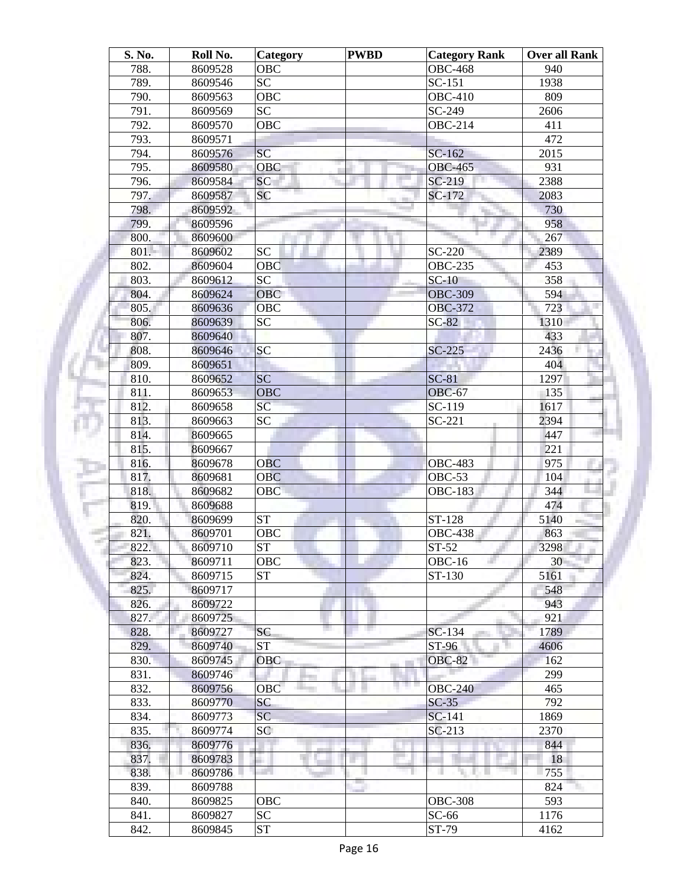| S. No. | Roll No. | Category | PWBD | Category Rank | Over all Rank |
|---|---|---|---|---|---|
| 788. | 8609528 | OBC | | OBC-468 | 940 |
| 789. | 8609546 | SC | | SC-151 | 1938 |
| 790. | 8609563 | OBC | | OBC-410 | 809 |
| 791. | 8609569 | SC | | SC-249 | 2606 |
| 792. | 8609570 | OBC | | OBC-214 | 411 |
| 793. | 8609571 | | | | 472 |
| 794. | 8609576 | SC | | SC-162 | 2015 |
| 795. | 8609580 | OBC | | OBC-465 | 931 |
| 796. | 8609584 | SC | | SC-219 | 2388 |
| 797. | 8609587 | SC | | SC-172 | 2083 |
| 798. | 8609592 | | | | 730 |
| 799. | 8609596 | | | | 958 |
| 800. | 8609600 | | | | 267 |
| 801. | 8609602 | SC | | SC-220 | 2389 |
| 802. | 8609604 | OBC | | OBC-235 | 453 |
| 803. | 8609612 | SC | | SC-10 | 358 |
| 804. | 8609624 | OBC | | OBC-309 | 594 |
| 805. | 8609636 | OBC | | OBC-372 | 723 |
| 806. | 8609639 | SC | | SC-82 | 1310 |
| 807. | 8609640 | | | | 433 |
| 808. | 8609646 | SC | | SC-225 | 2436 |
| 809. | 8609651 | | | | 404 |
| 810. | 8609652 | SC | | SC-81 | 1297 |
| 811. | 8609653 | OBC | | OBC-67 | 135 |
| 812. | 8609658 | SC | | SC-119 | 1617 |
| 813. | 8609663 | SC | | SC-221 | 2394 |
| 814. | 8609665 | | | | 447 |
| 815. | 8609667 | | | | 221 |
| 816. | 8609678 | OBC | | OBC-483 | 975 |
| 817. | 8609681 | OBC | | OBC-53 | 104 |
| 818. | 8609682 | OBC | | OBC-183 | 344 |
| 819. | 8609688 | | | | 474 |
| 820. | 8609699 | ST | | ST-128 | 5140 |
| 821. | 8609701 | OBC | | OBC-438 | 863 |
| 822. | 8609710 | ST | | ST-52 | 3298 |
| 823. | 8609711 | OBC | | OBC-16 | 30 |
| 824. | 8609715 | ST | | ST-130 | 5161 |
| 825. | 8609717 | | | | 548 |
| 826. | 8609722 | | | | 943 |
| 827. | 8609725 | | | | 921 |
| 828. | 8609727 | SC | | SC-134 | 1789 |
| 829. | 8609740 | ST | | ST-96 | 4606 |
| 830. | 8609745 | OBC | | OBC-82 | 162 |
| 831. | 8609746 | | | | 299 |
| 832. | 8609756 | OBC | | OBC-240 | 465 |
| 833. | 8609770 | SC | | SC-35 | 792 |
| 834. | 8609773 | SC | | SC-141 | 1869 |
| 835. | 8609774 | SC | | SC-213 | 2370 |
| 836. | 8609776 | | | | 844 |
| 837. | 8609783 | | | | 18 |
| 838. | 8609786 | | | | 755 |
| 839. | 8609788 | | | | 824 |
| 840. | 8609825 | OBC | | OBC-308 | 593 |
| 841. | 8609827 | SC | | SC-66 | 1176 |
| 842. | 8609845 | ST | | ST-79 | 4162 |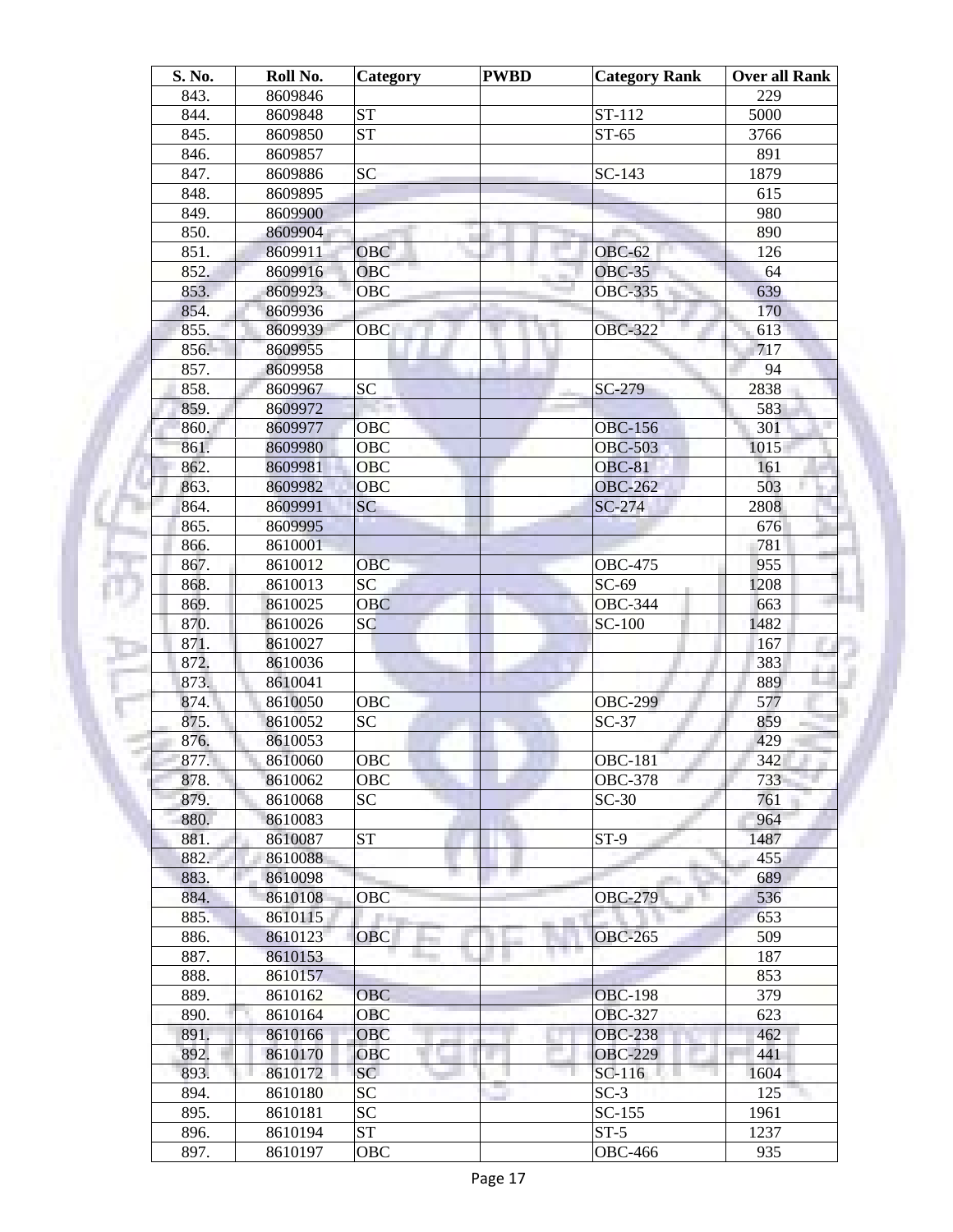| S. No. | Roll No. | Category | PWBD | Category Rank | Over all Rank |
|---|---|---|---|---|---|
| 843. | 8609846 | | | | 229 |
| 844. | 8609848 | ST | | ST-112 | 5000 |
| 845. | 8609850 | ST | | ST-65 | 3766 |
| 846. | 8609857 | | | | 891 |
| 847. | 8609886 | SC | | SC-143 | 1879 |
| 848. | 8609895 | | | | 615 |
| 849. | 8609900 | | | | 980 |
| 850. | 8609904 | | | | 890 |
| 851. | 8609911 | OBC | | OBC-62 | 126 |
| 852. | 8609916 | OBC | | OBC-35 | 64 |
| 853. | 8609923 | OBC | | OBC-335 | 639 |
| 854. | 8609936 | | | | 170 |
| 855. | 8609939 | OBC | | OBC-322 | 613 |
| 856. | 8609955 | | | | 717 |
| 857. | 8609958 | | | | 94 |
| 858. | 8609967 | SC | | SC-279 | 2838 |
| 859. | 8609972 | | | | 583 |
| 860. | 8609977 | OBC | | OBC-156 | 301 |
| 861. | 8609980 | OBC | | OBC-503 | 1015 |
| 862. | 8609981 | OBC | | OBC-81 | 161 |
| 863. | 8609982 | OBC | | OBC-262 | 503 |
| 864. | 8609991 | SC | | SC-274 | 2808 |
| 865. | 8609995 | | | | 676 |
| 866. | 8610001 | | | | 781 |
| 867. | 8610012 | OBC | | OBC-475 | 955 |
| 868. | 8610013 | SC | | SC-69 | 1208 |
| 869. | 8610025 | OBC | | OBC-344 | 663 |
| 870. | 8610026 | SC | | SC-100 | 1482 |
| 871. | 8610027 | | | | 167 |
| 872. | 8610036 | | | | 383 |
| 873. | 8610041 | | | | 889 |
| 874. | 8610050 | OBC | | OBC-299 | 577 |
| 875. | 8610052 | SC | | SC-37 | 859 |
| 876. | 8610053 | | | | 429 |
| 877. | 8610060 | OBC | | OBC-181 | 342 |
| 878. | 8610062 | OBC | | OBC-378 | 733 |
| 879. | 8610068 | SC | | SC-30 | 761 |
| 880. | 8610083 | | | | 964 |
| 881. | 8610087 | ST | | ST-9 | 1487 |
| 882. | 8610088 | | | | 455 |
| 883. | 8610098 | | | | 689 |
| 884. | 8610108 | OBC | | OBC-279 | 536 |
| 885. | 8610115 | | | | 653 |
| 886. | 8610123 | OBC | | OBC-265 | 509 |
| 887. | 8610153 | | | | 187 |
| 888. | 8610157 | | | | 853 |
| 889. | 8610162 | OBC | | OBC-198 | 379 |
| 890. | 8610164 | OBC | | OBC-327 | 623 |
| 891. | 8610166 | OBC | | OBC-238 | 462 |
| 892. | 8610170 | OBC | | OBC-229 | 441 |
| 893. | 8610172 | SC | | SC-116 | 1604 |
| 894. | 8610180 | SC | | SC-3 | 125 |
| 895. | 8610181 | SC | | SC-155 | 1961 |
| 896. | 8610194 | ST | | ST-5 | 1237 |
| 897. | 8610197 | OBC | | OBC-466 | 935 |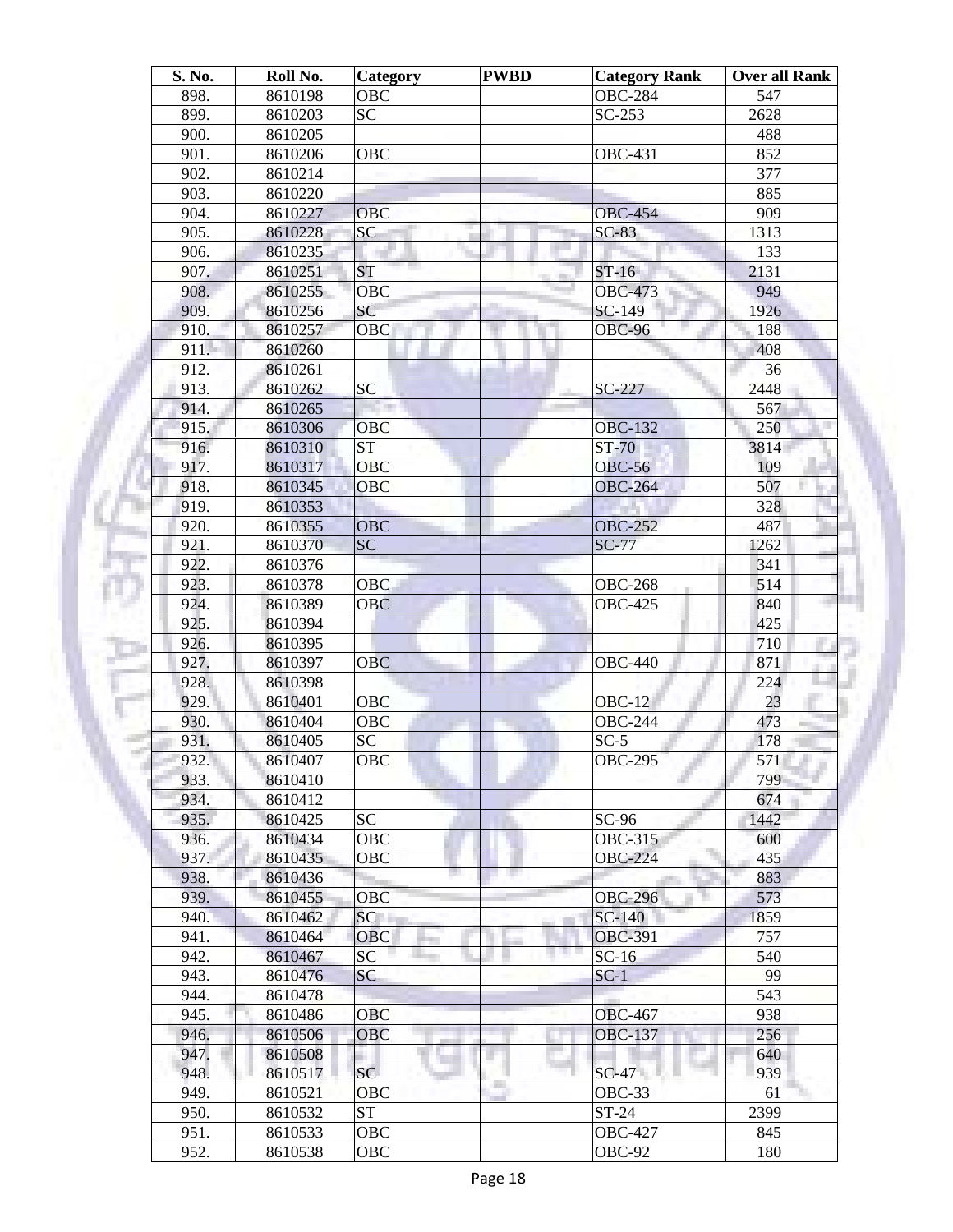| S. No. | Roll No. | Category | PWBD | Category Rank | Over all Rank |
|---|---|---|---|---|---|
| 898. | 8610198 | OBC | | OBC-284 | 547 |
| 899. | 8610203 | SC | | SC-253 | 2628 |
| 900. | 8610205 | | | | 488 |
| 901. | 8610206 | OBC | | OBC-431 | 852 |
| 902. | 8610214 | | | | 377 |
| 903. | 8610220 | | | | 885 |
| 904. | 8610227 | OBC | | OBC-454 | 909 |
| 905. | 8610228 | SC | | SC-83 | 1313 |
| 906. | 8610235 | | | | 133 |
| 907. | 8610251 | ST | | ST-16 | 2131 |
| 908. | 8610255 | OBC | | OBC-473 | 949 |
| 909. | 8610256 | SC | | SC-149 | 1926 |
| 910. | 8610257 | OBC | | OBC-96 | 188 |
| 911. | 8610260 | | | | 408 |
| 912. | 8610261 | | | | 36 |
| 913. | 8610262 | SC | | SC-227 | 2448 |
| 914. | 8610265 | | | | 567 |
| 915. | 8610306 | OBC | | OBC-132 | 250 |
| 916. | 8610310 | ST | | ST-70 | 3814 |
| 917. | 8610317 | OBC | | OBC-56 | 109 |
| 918. | 8610345 | OBC | | OBC-264 | 507 |
| 919. | 8610353 | | | | 328 |
| 920. | 8610355 | OBC | | OBC-252 | 487 |
| 921. | 8610370 | SC | | SC-77 | 1262 |
| 922. | 8610376 | | | | 341 |
| 923. | 8610378 | OBC | | OBC-268 | 514 |
| 924. | 8610389 | OBC | | OBC-425 | 840 |
| 925. | 8610394 | | | | 425 |
| 926. | 8610395 | | | | 710 |
| 927. | 8610397 | OBC | | OBC-440 | 871 |
| 928. | 8610398 | | | | 224 |
| 929. | 8610401 | OBC | | OBC-12 | 23 |
| 930. | 8610404 | OBC | | OBC-244 | 473 |
| 931. | 8610405 | SC | | SC-5 | 178 |
| 932. | 8610407 | OBC | | OBC-295 | 571 |
| 933. | 8610410 | | | | 799 |
| 934. | 8610412 | | | | 674 |
| 935. | 8610425 | SC | | SC-96 | 1442 |
| 936. | 8610434 | OBC | | OBC-315 | 600 |
| 937. | 8610435 | OBC | | OBC-224 | 435 |
| 938. | 8610436 | | | | 883 |
| 939. | 8610455 | OBC | | OBC-296 | 573 |
| 940. | 8610462 | SC | | SC-140 | 1859 |
| 941. | 8610464 | OBC | | OBC-391 | 757 |
| 942. | 8610467 | SC | | SC-16 | 540 |
| 943. | 8610476 | SC | | SC-1 | 99 |
| 944. | 8610478 | | | | 543 |
| 945. | 8610486 | OBC | | OBC-467 | 938 |
| 946. | 8610506 | OBC | | OBC-137 | 256 |
| 947. | 8610508 | | | | 640 |
| 948. | 8610517 | SC | | SC-47 | 939 |
| 949. | 8610521 | OBC | | OBC-33 | 61 |
| 950. | 8610532 | ST | | ST-24 | 2399 |
| 951. | 8610533 | OBC | | OBC-427 | 845 |
| 952. | 8610538 | OBC | | OBC-92 | 180 |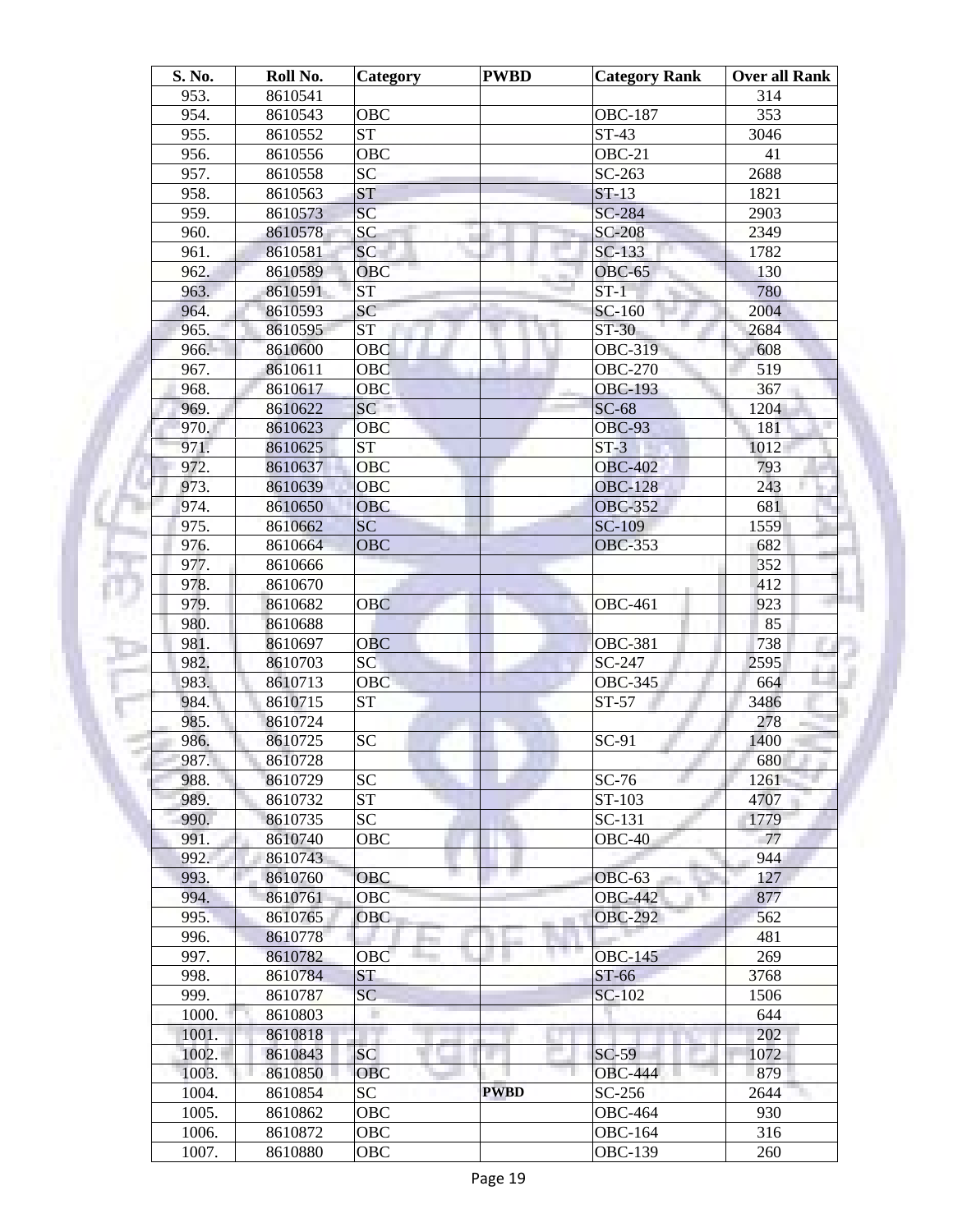| S. No. | Roll No. | Category | PWBD | Category Rank | Over all Rank |
|---|---|---|---|---|---|
| 953. | 8610541 | | | | 314 |
| 954. | 8610543 | OBC | | OBC-187 | 353 |
| 955. | 8610552 | ST | | ST-43 | 3046 |
| 956. | 8610556 | OBC | | OBC-21 | 41 |
| 957. | 8610558 | SC | | SC-263 | 2688 |
| 958. | 8610563 | ST | | ST-13 | 1821 |
| 959. | 8610573 | SC | | SC-284 | 2903 |
| 960. | 8610578 | SC | | SC-208 | 2349 |
| 961. | 8610581 | SC | | SC-133 | 1782 |
| 962. | 8610589 | OBC | | OBC-65 | 130 |
| 963. | 8610591 | ST | | ST-1 | 780 |
| 964. | 8610593 | SC | | SC-160 | 2004 |
| 965. | 8610595 | ST | | ST-30 | 2684 |
| 966. | 8610600 | OBC | | OBC-319 | 608 |
| 967. | 8610611 | OBC | | OBC-270 | 519 |
| 968. | 8610617 | OBC | | OBC-193 | 367 |
| 969. | 8610622 | SC | | SC-68 | 1204 |
| 970. | 8610623 | OBC | | OBC-93 | 181 |
| 971. | 8610625 | ST | | ST-3 | 1012 |
| 972. | 8610637 | OBC | | OBC-402 | 793 |
| 973. | 8610639 | OBC | | OBC-128 | 243 |
| 974. | 8610650 | OBC | | OBC-352 | 681 |
| 975. | 8610662 | SC | | SC-109 | 1559 |
| 976. | 8610664 | OBC | | OBC-353 | 682 |
| 977. | 8610666 | | | | 352 |
| 978. | 8610670 | | | | 412 |
| 979. | 8610682 | OBC | | OBC-461 | 923 |
| 980. | 8610688 | | | | 85 |
| 981. | 8610697 | OBC | | OBC-381 | 738 |
| 982. | 8610703 | SC | | SC-247 | 2595 |
| 983. | 8610713 | OBC | | OBC-345 | 664 |
| 984. | 8610715 | ST | | ST-57 | 3486 |
| 985. | 8610724 | | | | 278 |
| 986. | 8610725 | SC | | SC-91 | 1400 |
| 987. | 8610728 | | | | 680 |
| 988. | 8610729 | SC | | SC-76 | 1261 |
| 989. | 8610732 | ST | | ST-103 | 4707 |
| 990. | 8610735 | SC | | SC-131 | 1779 |
| 991. | 8610740 | OBC | | OBC-40 | 77 |
| 992. | 8610743 | | | | 944 |
| 993. | 8610760 | OBC | | OBC-63 | 127 |
| 994. | 8610761 | OBC | | OBC-442 | 877 |
| 995. | 8610765 | OBC | | OBC-292 | 562 |
| 996. | 8610778 | | | | 481 |
| 997. | 8610782 | OBC | | OBC-145 | 269 |
| 998. | 8610784 | ST | | ST-66 | 3768 |
| 999. | 8610787 | SC | | SC-102 | 1506 |
| 1000. | 8610803 | | | | 644 |
| 1001. | 8610818 | | | | 202 |
| 1002. | 8610843 | SC | | SC-59 | 1072 |
| 1003. | 8610850 | OBC | | OBC-444 | 879 |
| 1004. | 8610854 | SC | **PWBD** | SC-256 | 2644 |
| 1005. | 8610862 | OBC | | OBC-464 | 930 |
| 1006. | 8610872 | OBC | | OBC-164 | 316 |
| 1007. | 8610880 | OBC | | OBC-139 | 260 |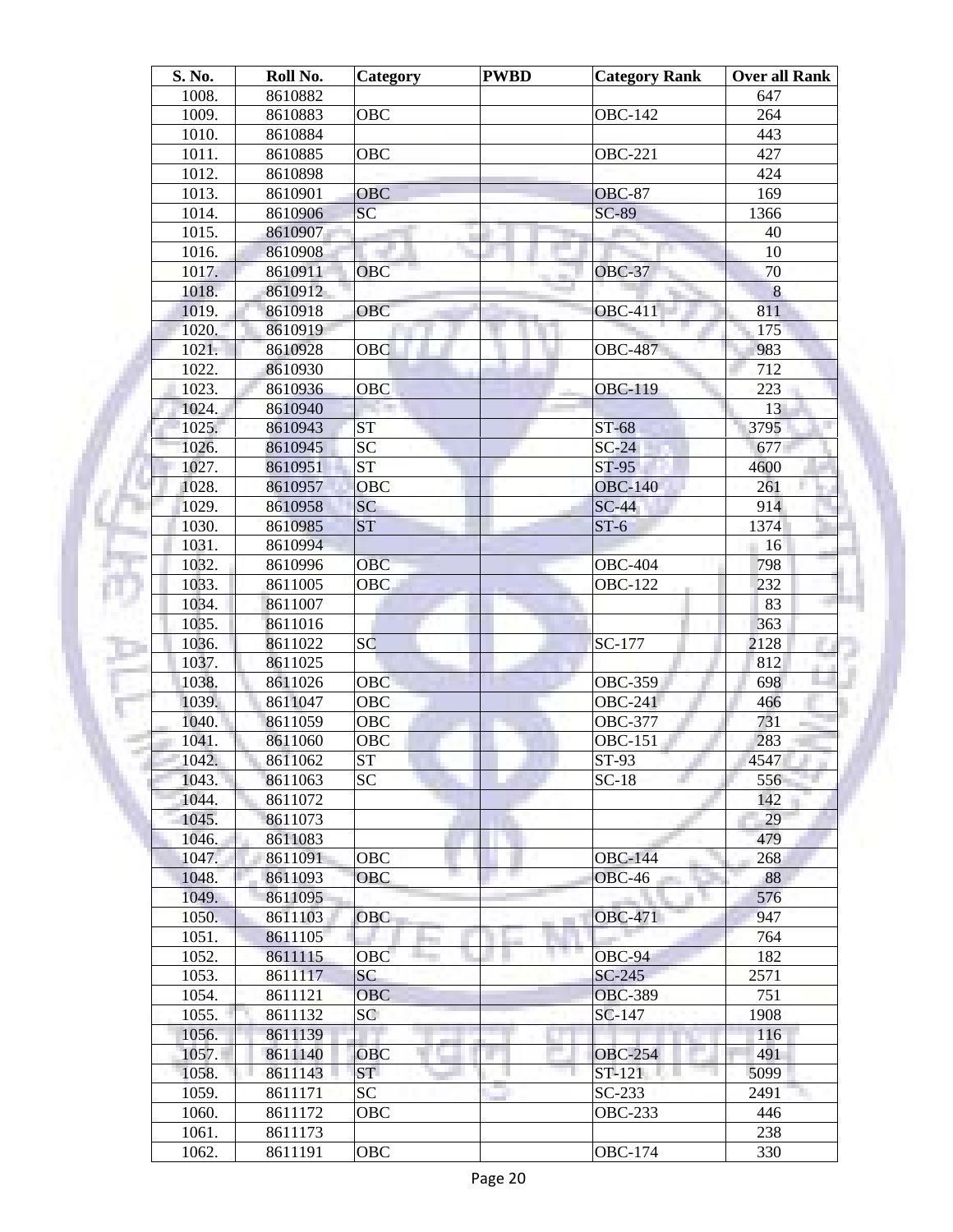| S. No. | Roll No. | Category | PWBD | Category Rank | Over all Rank |
|---|---|---|---|---|---|
| 1008. | 8610882 | | | | 647 |
| 1009. | 8610883 | OBC | | OBC-142 | 264 |
| 1010. | 8610884 | | | | 443 |
| 1011. | 8610885 | OBC | | OBC-221 | 427 |
| 1012. | 8610898 | | | | 424 |
| 1013. | 8610901 | OBC | | OBC-87 | 169 |
| 1014. | 8610906 | SC | | SC-89 | 1366 |
| 1015. | 8610907 | | | | 40 |
| 1016. | 8610908 | | | | 10 |
| 1017. | 8610911 | OBC | | OBC-37 | 70 |
| 1018. | 8610912 | | | | 8 |
| 1019. | 8610918 | OBC | | OBC-411 | 811 |
| 1020. | 8610919 | | | | 175 |
| 1021. | 8610928 | OBC | | OBC-487 | 983 |
| 1022. | 8610930 | | | | 712 |
| 1023. | 8610936 | OBC | | OBC-119 | 223 |
| 1024. | 8610940 | | | | 13 |
| 1025. | 8610943 | ST | | ST-68 | 3795 |
| 1026. | 8610945 | SC | | SC-24 | 677 |
| 1027. | 8610951 | ST | | ST-95 | 4600 |
| 1028. | 8610957 | OBC | | OBC-140 | 261 |
| 1029. | 8610958 | SC | | SC-44 | 914 |
| 1030. | 8610985 | ST | | ST-6 | 1374 |
| 1031. | 8610994 | | | | 16 |
| 1032. | 8610996 | OBC | | OBC-404 | 798 |
| 1033. | 8611005 | OBC | | OBC-122 | 232 |
| 1034. | 8611007 | | | | 83 |
| 1035. | 8611016 | | | | 363 |
| 1036. | 8611022 | SC | | SC-177 | 2128 |
| 1037. | 8611025 | | | | 812 |
| 1038. | 8611026 | OBC | | OBC-359 | 698 |
| 1039. | 8611047 | OBC | | OBC-241 | 466 |
| 1040. | 8611059 | OBC | | OBC-377 | 731 |
| 1041. | 8611060 | OBC | | OBC-151 | 283 |
| 1042. | 8611062 | ST | | ST-93 | 4547 |
| 1043. | 8611063 | SC | | SC-18 | 556 |
| 1044. | 8611072 | | | | 142 |
| 1045. | 8611073 | | | | 29 |
| 1046. | 8611083 | | | | 479 |
| 1047. | 8611091 | OBC | | OBC-144 | 268 |
| 1048. | 8611093 | OBC | | OBC-46 | 88 |
| 1049. | 8611095 | | | | 576 |
| 1050. | 8611103 | OBC | | OBC-471 | 947 |
| 1051. | 8611105 | | | | 764 |
| 1052. | 8611115 | OBC | | OBC-94 | 182 |
| 1053. | 8611117 | SC | | SC-245 | 2571 |
| 1054. | 8611121 | OBC | | OBC-389 | 751 |
| 1055. | 8611132 | SC | | SC-147 | 1908 |
| 1056. | 8611139 | | | | 116 |
| 1057. | 8611140 | OBC | | OBC-254 | 491 |
| 1058. | 8611143 | ST | | ST-121 | 5099 |
| 1059. | 8611171 | SC | | SC-233 | 2491 |
| 1060. | 8611172 | OBC | | OBC-233 | 446 |
| 1061. | 8611173 | | | | 238 |
| 1062. | 8611191 | OBC | | OBC-174 | 330 |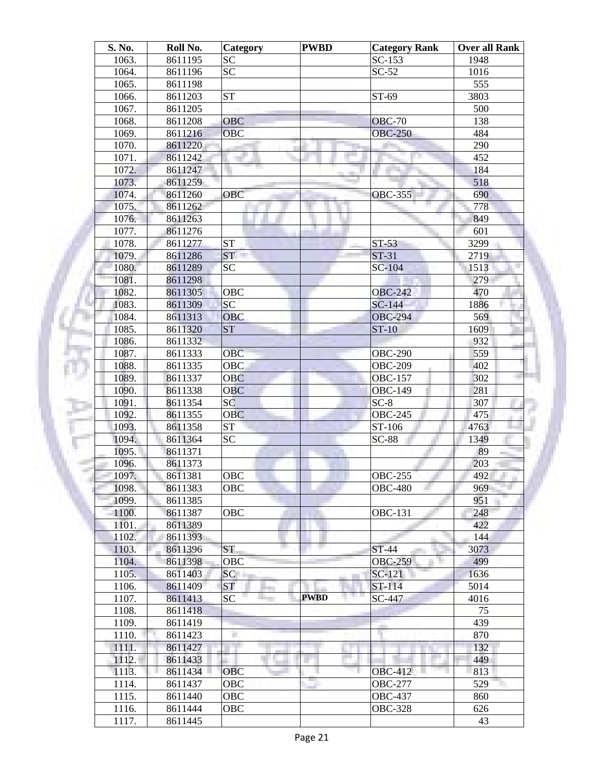| S. No. | Roll No. | Category | PWBD | Category Rank | Over all Rank |
|---|---|---|---|---|---|
| 1063. | 8611195 | SC | | SC-153 | 1948 |
| 1064. | 8611196 | SC | | SC-52 | 1016 |
| 1065. | 8611198 | | | | 555 |
| 1066. | 8611203 | ST | | ST-69 | 3803 |
| 1067. | 8611205 | | | | 500 |
| 1068. | 8611208 | OBC | | OBC-70 | 138 |
| 1069. | 8611216 | OBC | | OBC-250 | 484 |
| 1070. | 8611220 | | | | 290 |
| 1071. | 8611242 | | | | 452 |
| 1072. | 8611247 | | | | 184 |
| 1073. | 8611259 | | | | 518 |
| 1074. | 8611260 | OBC | | OBC-355 | 690 |
| 1075. | 8611262 | | | | 778 |
| 1076. | 8611263 | | | | 849 |
| 1077. | 8611276 | | | | 601 |
| 1078. | 8611277 | ST | | ST-53 | 3299 |
| 1079. | 8611286 | ST | | ST-31 | 2719 |
| 1080. | 8611289 | SC | | SC-104 | 1513 |
| 1081. | 8611298 | | | | 279 |
| 1082. | 8611305 | OBC | | OBC-242 | 470 |
| 1083. | 8611309 | SC | | SC-144 | 1886 |
| 1084. | 8611313 | OBC | | OBC-294 | 569 |
| 1085. | 8611320 | ST | | ST-10 | 1609 |
| 1086. | 8611332 | | | | 932 |
| 1087. | 8611333 | OBC | | OBC-290 | 559 |
| 1088. | 8611335 | OBC | | OBC-209 | 402 |
| 1089. | 8611337 | OBC | | OBC-157 | 302 |
| 1090. | 8611338 | OBC | | OBC-149 | 281 |
| 1091. | 8611354 | SC | | SC-8 | 307 |
| 1092. | 8611355 | OBC | | OBC-245 | 475 |
| 1093. | 8611358 | ST | | ST-106 | 4763 |
| 1094. | 8611364 | SC | | SC-88 | 1349 |
| 1095. | 8611371 | | | | 89 |
| 1096. | 8611373 | | | | 203 |
| 1097. | 8611381 | OBC | | OBC-255 | 492 |
| 1098. | 8611383 | OBC | | OBC-480 | 969 |
| 1099. | 8611385 | | | | 951 |
| 1100. | 8611387 | OBC | | OBC-131 | 248 |
| 1101. | 8611389 | | | | 422 |
| 1102. | 8611393 | | | | 144 |
| 1103. | 8611396 | ST | | ST-44 | 3073 |
| 1104. | 8611398 | OBC | | OBC-259 | 499 |
| 1105. | 8611403 | SC | | SC-121 | 1636 |
| 1106. | 8611409 | ST | | ST-114 | 5014 |
| 1107. | 8611413 | SC | PWBD | SC-447 | 4016 |
| 1108. | 8611418 | | | | 75 |
| 1109. | 8611419 | | | | 439 |
| 1110. | 8611423 | | | | 870 |
| 1111. | 8611427 | | | | 132 |
| 1112. | 8611433 | | | | 449 |
| 1113. | 8611434 | OBC | | OBC-412 | 813 |
| 1114. | 8611437 | OBC | | OBC-277 | 529 |
| 1115. | 8611440 | OBC | | OBC-437 | 860 |
| 1116. | 8611444 | OBC | | OBC-328 | 626 |
| 1117. | 8611445 | | | | 43 |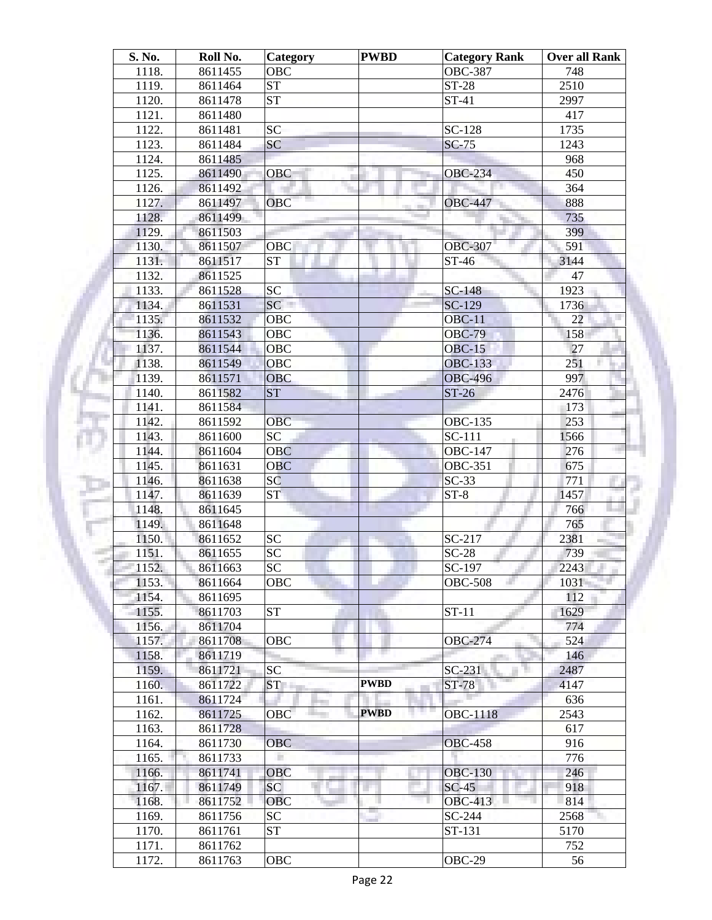| S. No. | Roll No. | Category | PWBD | Category Rank | Over all Rank |
|---|---|---|---|---|---|
| 1118. | 8611455 | OBC | | OBC-387 | 748 |
| 1119. | 8611464 | ST | | ST-28 | 2510 |
| 1120. | 8611478 | ST | | ST-41 | 2997 |
| 1121. | 8611480 | | | | 417 |
| 1122. | 8611481 | SC | | SC-128 | 1735 |
| 1123. | 8611484 | SC | | SC-75 | 1243 |
| 1124. | 8611485 | | | | 968 |
| 1125. | 8611490 | OBC | | OBC-234 | 450 |
| 1126. | 8611492 | | | | 364 |
| 1127. | 8611497 | OBC | | OBC-447 | 888 |
| 1128. | 8611499 | | | | 735 |
| 1129. | 8611503 | | | | 399 |
| 1130. | 8611507 | OBC | | OBC-307 | 591 |
| 1131. | 8611517 | ST | | ST-46 | 3144 |
| 1132. | 8611525 | | | | 47 |
| 1133. | 8611528 | SC | | SC-148 | 1923 |
| 1134. | 8611531 | SC | | SC-129 | 1736 |
| 1135. | 8611532 | OBC | | OBC-11 | 22 |
| 1136. | 8611543 | OBC | | OBC-79 | 158 |
| 1137. | 8611544 | OBC | | OBC-15 | 27 |
| 1138. | 8611549 | OBC | | OBC-133 | 251 |
| 1139. | 8611571 | OBC | | OBC-496 | 997 |
| 1140. | 8611582 | ST | | ST-26 | 2476 |
| 1141. | 8611584 | | | | 173 |
| 1142. | 8611592 | OBC | | OBC-135 | 253 |
| 1143. | 8611600 | SC | | SC-111 | 1566 |
| 1144. | 8611604 | OBC | | OBC-147 | 276 |
| 1145. | 8611631 | OBC | | OBC-351 | 675 |
| 1146. | 8611638 | SC | | SC-33 | 771 |
| 1147. | 8611639 | ST | | ST-8 | 1457 |
| 1148. | 8611645 | | | | 766 |
| 1149. | 8611648 | | | | 765 |
| 1150. | 8611652 | SC | | SC-217 | 2381 |
| 1151. | 8611655 | SC | | SC-28 | 739 |
| 1152. | 8611663 | SC | | SC-197 | 2243 |
| 1153. | 8611664 | OBC | | OBC-508 | 1031 |
| 1154. | 8611695 | | | | 112 |
| 1155. | 8611703 | ST | | ST-11 | 1629 |
| 1156. | 8611704 | | | | 774 |
| 1157. | 8611708 | OBC | | OBC-274 | 524 |
| 1158. | 8611719 | | | | 146 |
| 1159. | 8611721 | SC | | SC-231 | 2487 |
| 1160. | 8611722 | ST | PWBD | ST-78 | 4147 |
| 1161. | 8611724 | | | | 636 |
| 1162. | 8611725 | OBC | PWBD | OBC-1118 | 2543 |
| 1163. | 8611728 | | | | 617 |
| 1164. | 8611730 | OBC | | OBC-458 | 916 |
| 1165. | 8611733 | | | | 776 |
| 1166. | 8611741 | OBC | | OBC-130 | 246 |
| 1167. | 8611749 | SC | | SC-45 | 918 |
| 1168. | 8611752 | OBC | | OBC-413 | 814 |
| 1169. | 8611756 | SC | | SC-244 | 2568 |
| 1170. | 8611761 | ST | | ST-131 | 5170 |
| 1171. | 8611762 | | | | 752 |
| 1172. | 8611763 | OBC | | OBC-29 | 56 |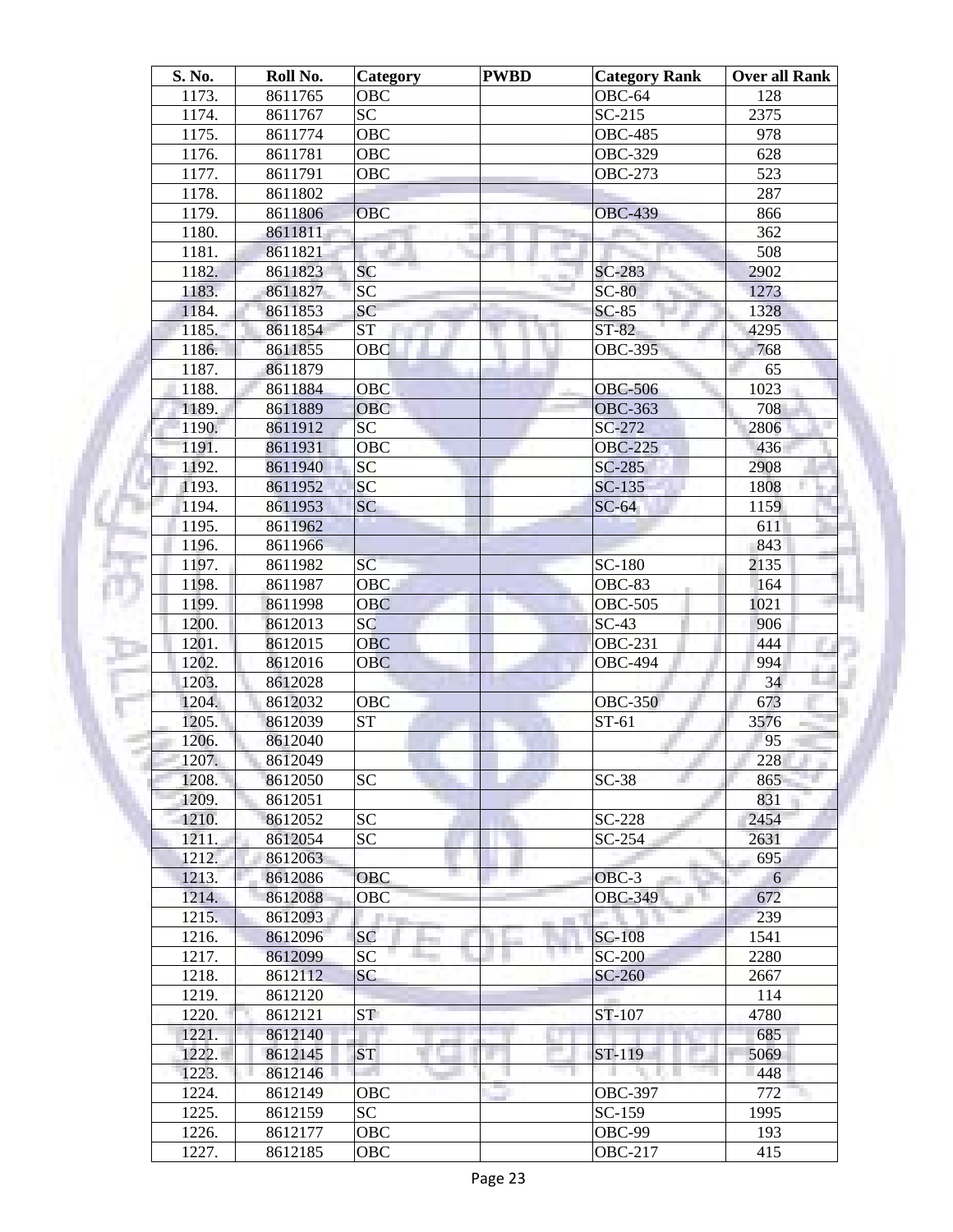| S. No. | Roll No. | Category | PWBD | Category Rank | Over all Rank |
|---|---|---|---|---|---|
| 1173. | 8611765 | OBC | | OBC-64 | 128 |
| 1174. | 8611767 | SC | | SC-215 | 2375 |
| 1175. | 8611774 | OBC | | OBC-485 | 978 |
| 1176. | 8611781 | OBC | | OBC-329 | 628 |
| 1177. | 8611791 | OBC | | OBC-273 | 523 |
| 1178. | 8611802 | | | | 287 |
| 1179. | 8611806 | OBC | | OBC-439 | 866 |
| 1180. | 8611811 | | | | 362 |
| 1181. | 8611821 | | | | 508 |
| 1182. | 8611823 | SC | | SC-283 | 2902 |
| 1183. | 8611827 | SC | | SC-80 | 1273 |
| 1184. | 8611853 | SC | | SC-85 | 1328 |
| 1185. | 8611854 | ST | | ST-82 | 4295 |
| 1186. | 8611855 | OBC | | OBC-395 | 768 |
| 1187. | 8611879 | | | | 65 |
| 1188. | 8611884 | OBC | | OBC-506 | 1023 |
| 1189. | 8611889 | OBC | | OBC-363 | 708 |
| 1190. | 8611912 | SC | | SC-272 | 2806 |
| 1191. | 8611931 | OBC | | OBC-225 | 436 |
| 1192. | 8611940 | SC | | SC-285 | 2908 |
| 1193. | 8611952 | SC | | SC-135 | 1808 |
| 1194. | 8611953 | SC | | SC-64 | 1159 |
| 1195. | 8611962 | | | | 611 |
| 1196. | 8611966 | | | | 843 |
| 1197. | 8611982 | SC | | SC-180 | 2135 |
| 1198. | 8611987 | OBC | | OBC-83 | 164 |
| 1199. | 8611998 | OBC | | OBC-505 | 1021 |
| 1200. | 8612013 | SC | | SC-43 | 906 |
| 1201. | 8612015 | OBC | | OBC-231 | 444 |
| 1202. | 8612016 | OBC | | OBC-494 | 994 |
| 1203. | 8612028 | | | | 34 |
| 1204. | 8612032 | OBC | | OBC-350 | 673 |
| 1205. | 8612039 | ST | | ST-61 | 3576 |
| 1206. | 8612040 | | | | 95 |
| 1207. | 8612049 | | | | 228 |
| 1208. | 8612050 | SC | | SC-38 | 865 |
| 1209. | 8612051 | | | | 831 |
| 1210. | 8612052 | SC | | SC-228 | 2454 |
| 1211. | 8612054 | SC | | SC-254 | 2631 |
| 1212. | 8612063 | | | | 695 |
| 1213. | 8612086 | OBC | | OBC-3 | 6 |
| 1214. | 8612088 | OBC | | OBC-349 | 672 |
| 1215. | 8612093 | | | | 239 |
| 1216. | 8612096 | SC | | SC-108 | 1541 |
| 1217. | 8612099 | SC | | SC-200 | 2280 |
| 1218. | 8612112 | SC | | SC-260 | 2667 |
| 1219. | 8612120 | | | | 114 |
| 1220. | 8612121 | ST | | ST-107 | 4780 |
| 1221. | 8612140 | | | | 685 |
| 1222. | 8612145 | ST | | ST-119 | 5069 |
| 1223. | 8612146 | | | | 448 |
| 1224. | 8612149 | OBC | | OBC-397 | 772 |
| 1225. | 8612159 | SC | | SC-159 | 1995 |
| 1226. | 8612177 | OBC | | OBC-99 | 193 |
| 1227. | 8612185 | OBC | | OBC-217 | 415 |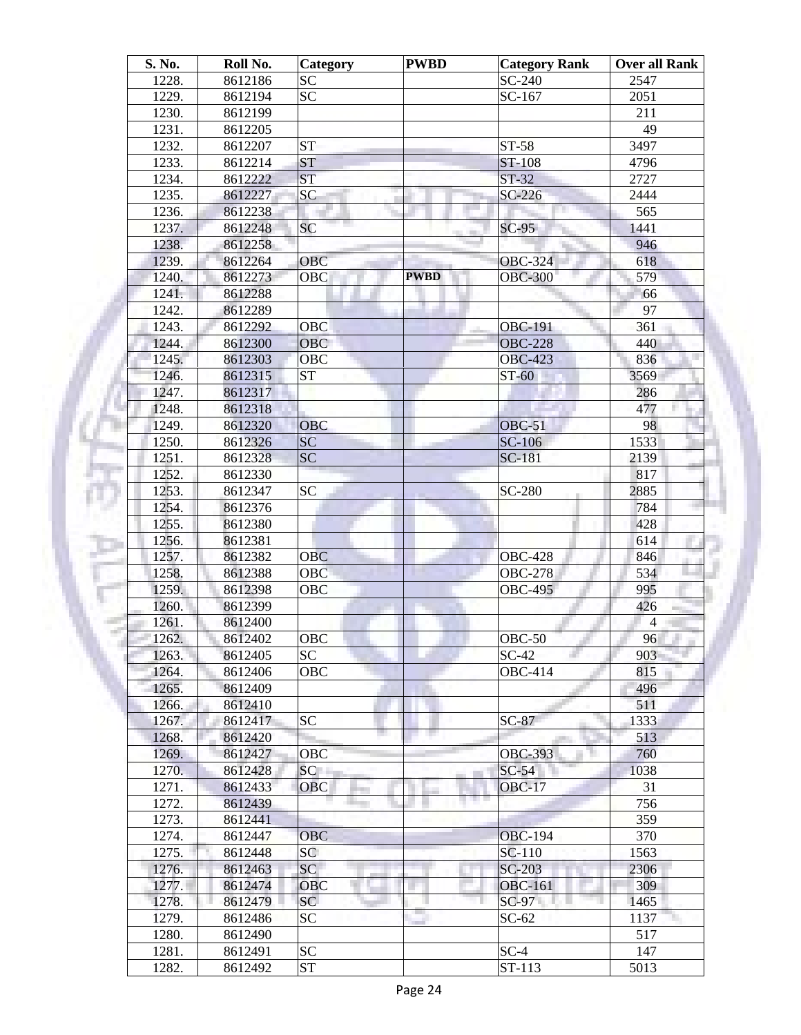| S. No. | Roll No. | Category | PWBD | Category Rank | Over all Rank |
|---|---|---|---|---|---|
| 1228. | 8612186 | SC | | SC-240 | 2547 |
| 1229. | 8612194 | SC | | SC-167 | 2051 |
| 1230. | 8612199 | | | | 211 |
| 1231. | 8612205 | | | | 49 |
| 1232. | 8612207 | ST | | ST-58 | 3497 |
| 1233. | 8612214 | ST | | ST-108 | 4796 |
| 1234. | 8612222 | ST | | ST-32 | 2727 |
| 1235. | 8612227 | SC | | SC-226 | 2444 |
| 1236. | 8612238 | | | | 565 |
| 1237. | 8612248 | SC | | SC-95 | 1441 |
| 1238. | 8612258 | | | | 946 |
| 1239. | 8612264 | OBC | | OBC-324 | 618 |
| 1240. | 8612273 | OBC | **PWBD** | OBC-300 | 579 |
| 1241. | 8612288 | | | | 66 |
| 1242. | 8612289 | | | | 97 |
| 1243. | 8612292 | OBC | | OBC-191 | 361 |
| 1244. | 8612300 | OBC | | OBC-228 | 440 |
| 1245. | 8612303 | OBC | | OBC-423 | 836 |
| 1246. | 8612315 | ST | | ST-60 | 3569 |
| 1247. | 8612317 | | | | 286 |
| 1248. | 8612318 | | | | 477 |
| 1249. | 8612320 | OBC | | OBC-51 | 98 |
| 1250. | 8612326 | SC | | SC-106 | 1533 |
| 1251. | 8612328 | SC | | SC-181 | 2139 |
| 1252. | 8612330 | | | | 817 |
| 1253. | 8612347 | SC | | SC-280 | 2885 |
| 1254. | 8612376 | | | | 784 |
| 1255. | 8612380 | | | | 428 |
| 1256. | 8612381 | | | | 614 |
| 1257. | 8612382 | OBC | | OBC-428 | 846 |
| 1258. | 8612388 | OBC | | OBC-278 | 534 |
| 1259. | 8612398 | OBC | | OBC-495 | 995 |
| 1260. | 8612399 | | | | 426 |
| 1261. | 8612400 | | | | 4 |
| 1262. | 8612402 | OBC | | OBC-50 | 96 |
| 1263. | 8612405 | SC | | SC-42 | 903 |
| 1264. | 8612406 | OBC | | OBC-414 | 815 |
| 1265. | 8612409 | | | | 496 |
| 1266. | 8612410 | | | | 511 |
| 1267. | 8612417 | SC | | SC-87 | 1333 |
| 1268. | 8612420 | | | | 513 |
| 1269. | 8612427 | OBC | | OBC-393 | 760 |
| 1270. | 8612428 | SC | | SC-54 | 1038 |
| 1271. | 8612433 | OBC | | OBC-17 | 31 |
| 1272. | 8612439 | | | | 756 |
| 1273. | 8612441 | | | | 359 |
| 1274. | 8612447 | OBC | | OBC-194 | 370 |
| 1275. | 8612448 | SC | | SC-110 | 1563 |
| 1276. | 8612463 | SC | | SC-203 | 2306 |
| 1277. | 8612474 | OBC | | OBC-161 | 309 |
| 1278. | 8612479 | SC | | SC-97 | 1465 |
| 1279. | 8612486 | SC | | SC-62 | 1137 |
| 1280. | 8612490 | | | | 517 |
| 1281. | 8612491 | SC | | SC-4 | 147 |
| 1282. | 8612492 | ST | | ST-113 | 5013 |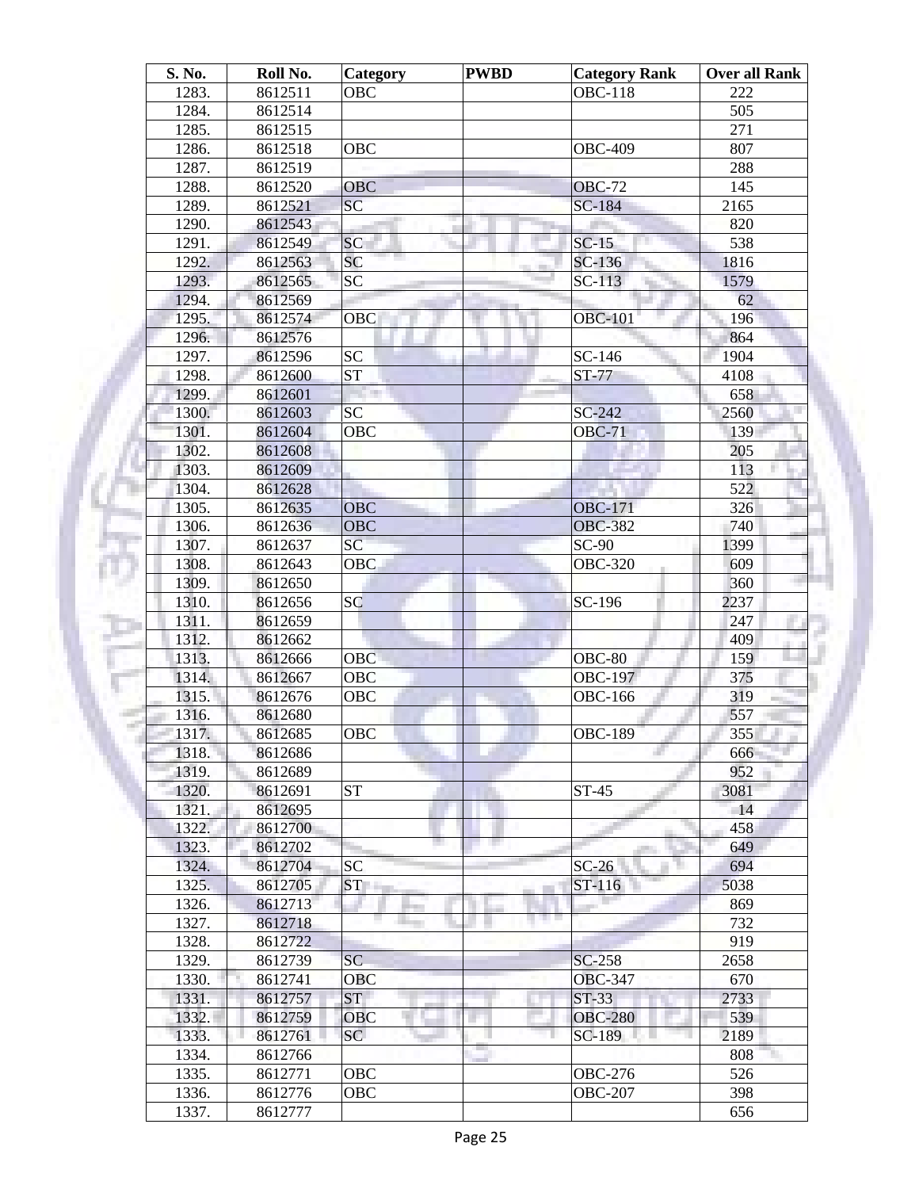| S. No. | Roll No. | Category | PWBD | Category Rank | Over all Rank |
|---|---|---|---|---|---|
| 1283. | 8612511 | OBC | | OBC-118 | 222 |
| 1284. | 8612514 | | | | 505 |
| 1285. | 8612515 | | | | 271 |
| 1286. | 8612518 | OBC | | OBC-409 | 807 |
| 1287. | 8612519 | | | | 288 |
| 1288. | 8612520 | OBC | | OBC-72 | 145 |
| 1289. | 8612521 | SC | | SC-184 | 2165 |
| 1290. | 8612543 | | | | 820 |
| 1291. | 8612549 | SC | | SC-15 | 538 |
| 1292. | 8612563 | SC | | SC-136 | 1816 |
| 1293. | 8612565 | SC | | SC-113 | 1579 |
| 1294. | 8612569 | | | | 62 |
| 1295. | 8612574 | OBC | | OBC-101 | 196 |
| 1296. | 8612576 | | | | 864 |
| 1297. | 8612596 | SC | | SC-146 | 1904 |
| 1298. | 8612600 | ST | | ST-77 | 4108 |
| 1299. | 8612601 | | | | 658 |
| 1300. | 8612603 | SC | | SC-242 | 2560 |
| 1301. | 8612604 | OBC | | OBC-71 | 139 |
| 1302. | 8612608 | | | | 205 |
| 1303. | 8612609 | | | | 113 |
| 1304. | 8612628 | | | | 522 |
| 1305. | 8612635 | OBC | | OBC-171 | 326 |
| 1306. | 8612636 | OBC | | OBC-382 | 740 |
| 1307. | 8612637 | SC | | SC-90 | 1399 |
| 1308. | 8612643 | OBC | | OBC-320 | 609 |
| 1309. | 8612650 | | | | 360 |
| 1310. | 8612656 | SC | | SC-196 | 2237 |
| 1311. | 8612659 | | | | 247 |
| 1312. | 8612662 | | | | 409 |
| 1313. | 8612666 | OBC | | OBC-80 | 159 |
| 1314. | 8612667 | OBC | | OBC-197 | 375 |
| 1315. | 8612676 | OBC | | OBC-166 | 319 |
| 1316. | 8612680 | | | | 557 |
| 1317. | 8612685 | OBC | | OBC-189 | 355 |
| 1318. | 8612686 | | | | 666 |
| 1319. | 8612689 | | | | 952 |
| 1320. | 8612691 | ST | | ST-45 | 3081 |
| 1321. | 8612695 | | | | 14 |
| 1322. | 8612700 | | | | 458 |
| 1323. | 8612702 | | | | 649 |
| 1324. | 8612704 | SC | | SC-26 | 694 |
| 1325. | 8612705 | ST | | ST-116 | 5038 |
| 1326. | 8612713 | | | | 869 |
| 1327. | 8612718 | | | | 732 |
| 1328. | 8612722 | | | | 919 |
| 1329. | 8612739 | SC | | SC-258 | 2658 |
| 1330. | 8612741 | OBC | | OBC-347 | 670 |
| 1331. | 8612757 | ST | | ST-33 | 2733 |
| 1332. | 8612759 | OBC | | OBC-280 | 539 |
| 1333. | 8612761 | SC | | SC-189 | 2189 |
| 1334. | 8612766 | | | | 808 |
| 1335. | 8612771 | OBC | | OBC-276 | 526 |
| 1336. | 8612776 | OBC | | OBC-207 | 398 |
| 1337. | 8612777 | | | | 656 |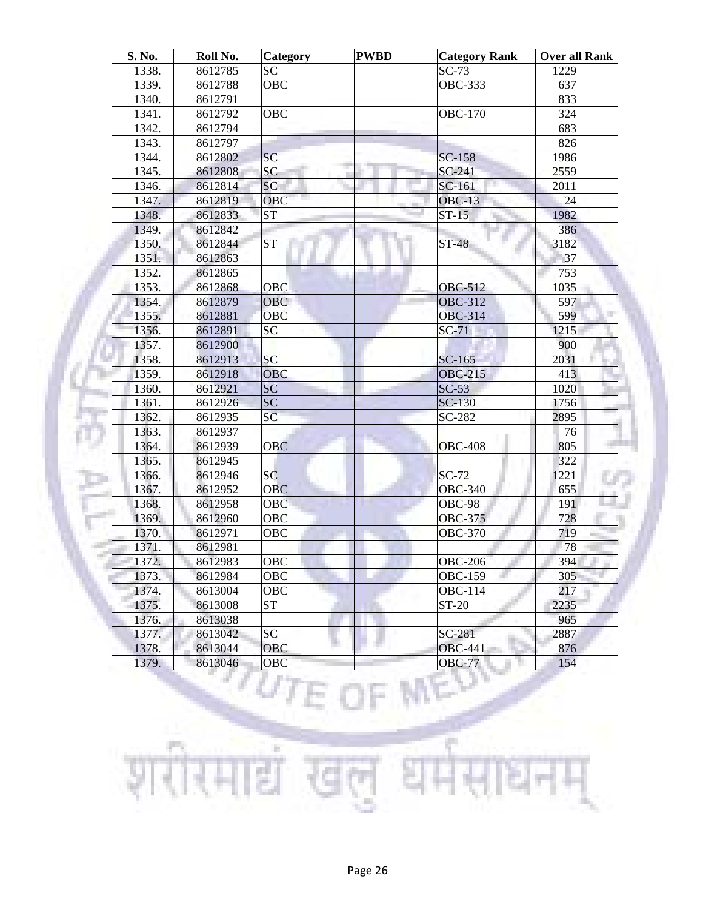| S. No. | Roll No. | Category | PWBD | Category Rank | Over all Rank |
|---|---|---|---|---|---|
| 1338. | 8612785 | SC | | SC-73 | 1229 |
| 1339. | 8612788 | OBC | | OBC-333 | 637 |
| 1340. | 8612791 | | | | 833 |
| 1341. | 8612792 | OBC | | OBC-170 | 324 |
| 1342. | 8612794 | | | | 683 |
| 1343. | 8612797 | | | | 826 |
| 1344. | 8612802 | SC | | SC-158 | 1986 |
| 1345. | 8612808 | SC | | SC-241 | 2559 |
| 1346. | 8612814 | SC | | SC-161 | 2011 |
| 1347. | 8612819 | OBC | | OBC-13 | 24 |
| 1348. | 8612833 | ST | | ST-15 | 1982 |
| 1349. | 8612842 | | | | 386 |
| 1350. | 8612844 | ST | | ST-48 | 3182 |
| 1351. | 8612863 | | | | 37 |
| 1352. | 8612865 | | | | 753 |
| 1353. | 8612868 | OBC | | OBC-512 | 1035 |
| 1354. | 8612879 | OBC | | OBC-312 | 597 |
| 1355. | 8612881 | OBC | | OBC-314 | 599 |
| 1356. | 8612891 | SC | | SC-71 | 1215 |
| 1357. | 8612900 | | | | 900 |
| 1358. | 8612913 | SC | | SC-165 | 2031 |
| 1359. | 8612918 | OBC | | OBC-215 | 413 |
| 1360. | 8612921 | SC | | SC-53 | 1020 |
| 1361. | 8612926 | SC | | SC-130 | 1756 |
| 1362. | 8612935 | SC | | SC-282 | 2895 |
| 1363. | 8612937 | | | | 76 |
| 1364. | 8612939 | OBC | | OBC-408 | 805 |
| 1365. | 8612945 | | | | 322 |
| 1366. | 8612946 | SC | | SC-72 | 1221 |
| 1367. | 8612952 | OBC | | OBC-340 | 655 |
| 1368. | 8612958 | OBC | | OBC-98 | 191 |
| 1369. | 8612960 | OBC | | OBC-375 | 728 |
| 1370. | 8612971 | OBC | | OBC-370 | 719 |
| 1371. | 8612981 | | | | 78 |
| 1372. | 8612983 | OBC | | OBC-206 | 394 |
| 1373. | 8612984 | OBC | | OBC-159 | 305 |
| 1374. | 8613004 | OBC | | OBC-114 | 217 |
| 1375. | 8613008 | ST | | ST-20 | 2235 |
| 1376. | 8613038 | | | | 965 |
| 1377. | 8613042 | SC | | SC-281 | 2887 |
| 1378. | 8613044 | OBC | | OBC-441 | 876 |
| 1379. | 8613046 | OBC | | OBC-77 | 154 |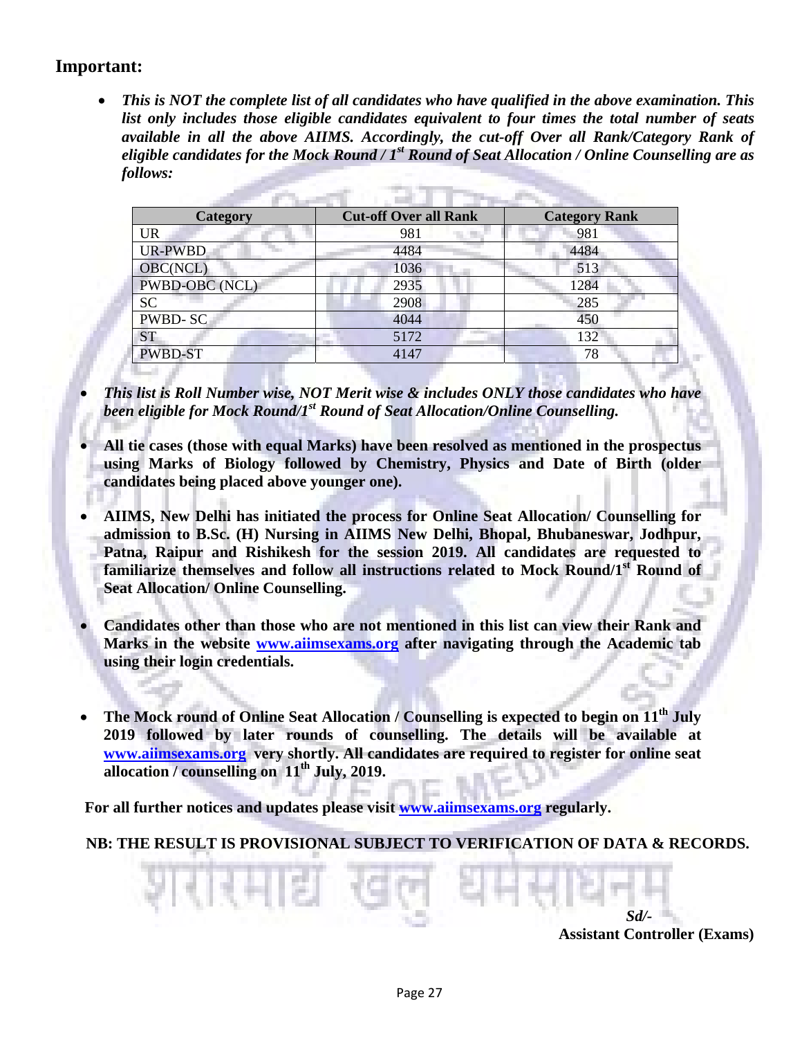## Important:

- ***This is NOT the complete list of all candidates who have qualified in the above examination. This list only includes those eligible candidates equivalent to four times the total number of seats available in all the above AIIMS. Accordingly, the cut-off Over all Rank/Category Rank of eligible candidates for the Mock Round / 1st Round of Seat Allocation / Online Counselling are as follows:***

| Category | Cut-off Over all Rank | Category Rank |
|---|---|---|
| UR | 981 | 981 |
| UR-PWBD | 4484 | 4484 |
| OBC(NCL) | 1036 | 513 |
| PWBD-OBC (NCL) | 2935 | 1284 |
| SC | 2908 | 285 |
| PWBD- SC | 4044 | 450 |
| ST | 5172 | 132 |
| PWBD-ST | 4147 | 78 |

- ***This list is Roll Number wise, NOT Merit wise & includes ONLY those candidates who have been eligible for Mock Round/1st Round of Seat Allocation/Online Counselling.***

- **All tie cases (those with equal Marks) have been resolved as mentioned in the prospectus using Marks of Biology followed by Chemistry, Physics and Date of Birth (older candidates being placed above younger one).**

- **AIIMS, New Delhi has initiated the process for Online Seat Allocation/ Counselling for admission to B.Sc. (H) Nursing in AIIMS New Delhi, Bhopal, Bhubaneswar, Jodhpur, Patna, Raipur and Rishikesh for the session 2019. All candidates are requested to familiarize themselves and follow all instructions related to Mock Round/1st Round of Seat Allocation/ Online Counselling.**

- **Candidates other than those who are not mentioned in this list can view their Rank and Marks in the website www.aiimsexams.org after navigating through the Academic tab using their login credentials.**

- **The Mock round of Online Seat Allocation / Counselling is expected to begin on 11th July 2019 followed by later rounds of counselling. The details will be available at www.aiimsexams.org very shortly. All candidates are required to register for online seat allocation / counselling on 11th July, 2019.**

**For all further notices and updates please visit www.aiimsexams.org regularly.**

**NB: THE RESULT IS PROVISIONAL SUBJECT TO VERIFICATION OF DATA & RECORDS.**

*Sd/-*

**Assistant Controller (Exams)**